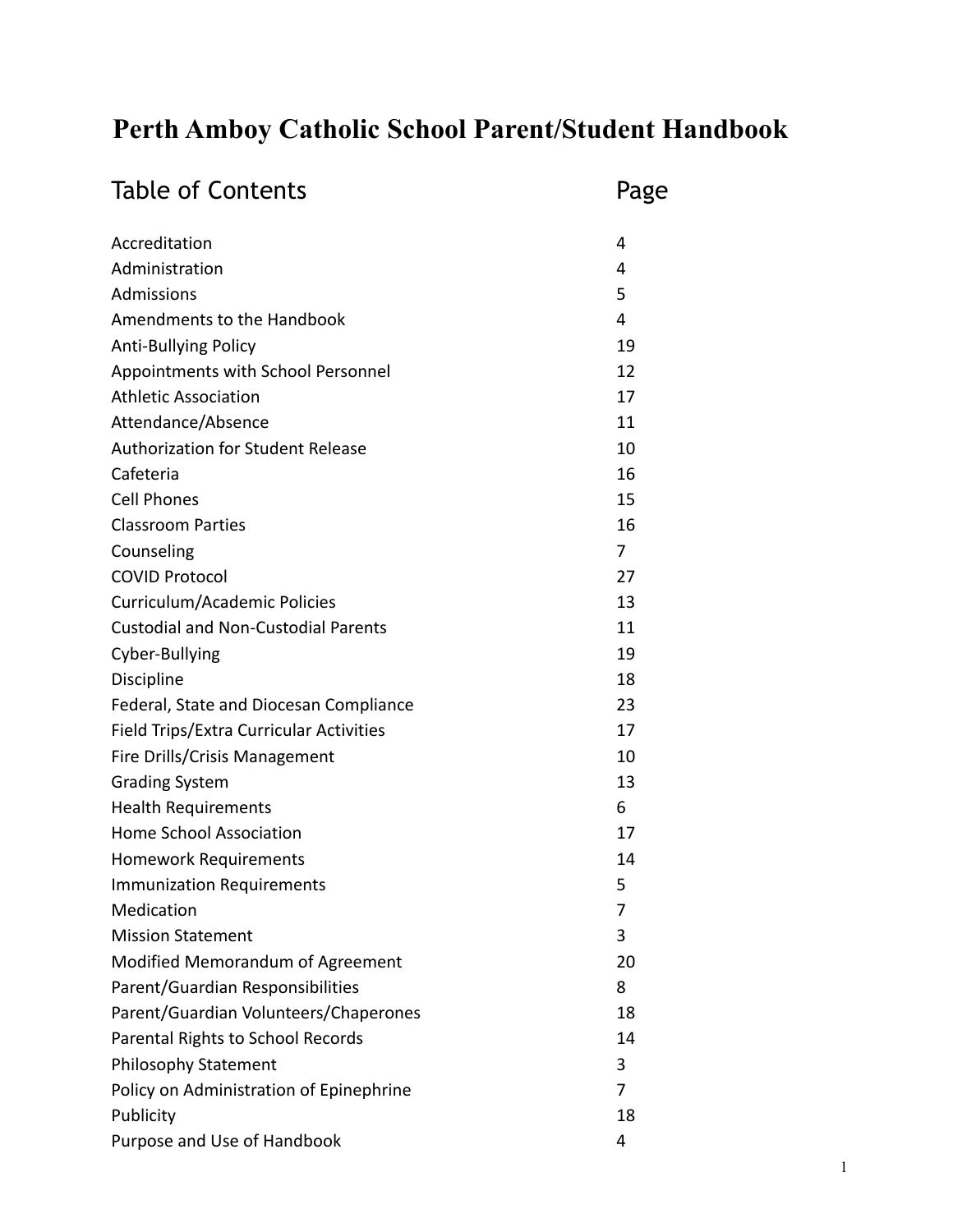# Perth Amboy Catholic School Parent/Student Handbook

| Table of Contents | Page |
|---|---|
| Accreditation | 4 |
| Administration | 4 |
| Admissions | 5 |
| Amendments to the Handbook | 4 |
| Anti-Bullying Policy | 19 |
| Appointments with School Personnel | 12 |
| Athletic Association | 17 |
| Attendance/Absence | 11 |
| Authorization for Student Release | 10 |
| Cafeteria | 16 |
| Cell Phones | 15 |
| Classroom Parties | 16 |
| Counseling | 7 |
| COVID Protocol | 27 |
| Curriculum/Academic Policies | 13 |
| Custodial and Non-Custodial Parents | 11 |
| Cyber-Bullying | 19 |
| Discipline | 18 |
| Federal, State and Diocesan Compliance | 23 |
| Field Trips/Extra Curricular Activities | 17 |
| Fire Drills/Crisis Management | 10 |
| Grading System | 13 |
| Health Requirements | 6 |
| Home School Association | 17 |
| Homework Requirements | 14 |
| Immunization Requirements | 5 |
| Medication | 7 |
| Mission Statement | 3 |
| Modified Memorandum of Agreement | 20 |
| Parent/Guardian Responsibilities | 8 |
| Parent/Guardian Volunteers/Chaperones | 18 |
| Parental Rights to School Records | 14 |
| Philosophy Statement | 3 |
| Policy on Administration of Epinephrine | 7 |
| Publicity | 18 |
| Purpose and Use of Handbook | 4 |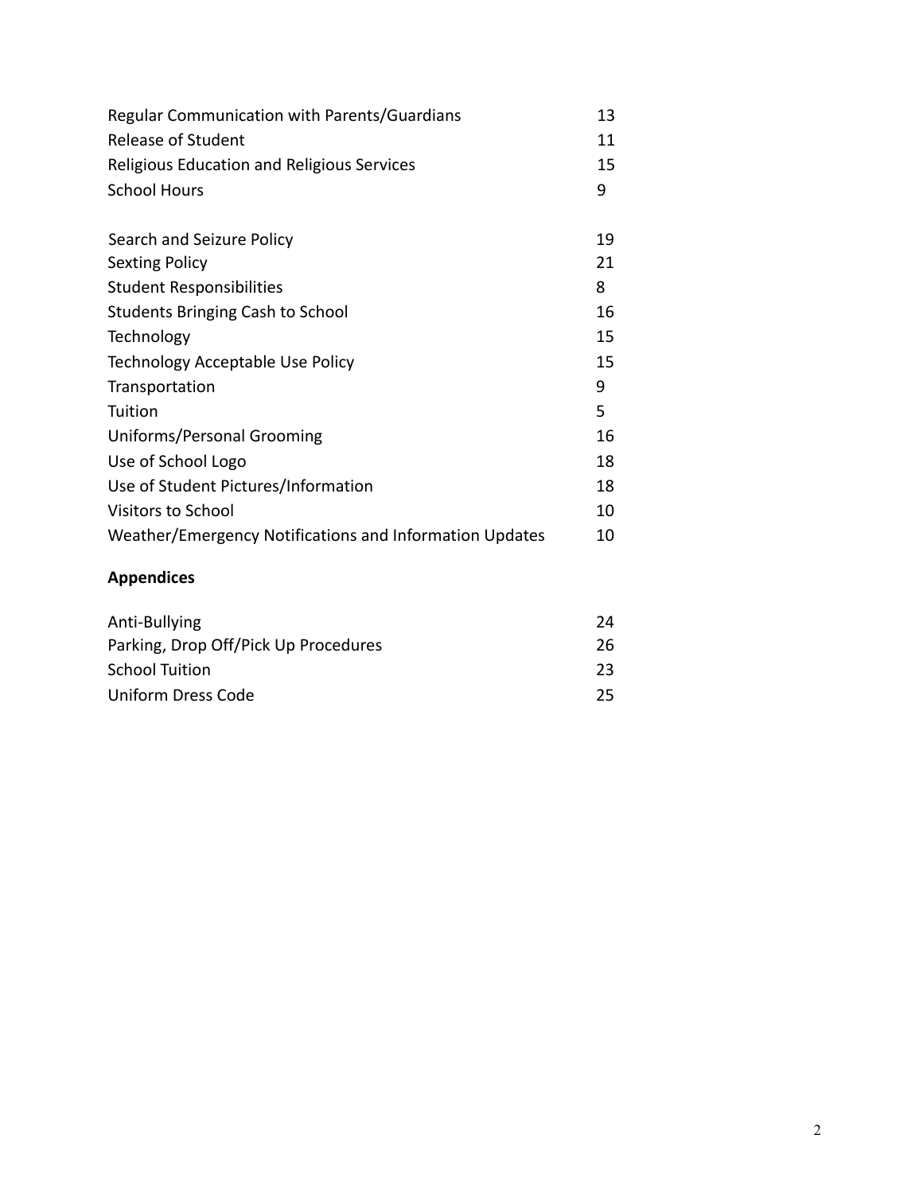| | |
|---|---|
| Regular Communication with Parents/Guardians | 13 |
| Release of Student | 11 |
| Religious Education and Religious Services | 15 |
| School Hours | 9 |
| Search and Seizure Policy | 19 |
| Sexting Policy | 21 |
| Student Responsibilities | 8 |
| Students Bringing Cash to School | 16 |
| Technology | 15 |
| Technology Acceptable Use Policy | 15 |
| Transportation | 9 |
| Tuition | 5 |
| Uniforms/Personal Grooming | 16 |
| Use of School Logo | 18 |
| Use of Student Pictures/Information | 18 |
| Visitors to School | 10 |
| Weather/Emergency Notifications and Information Updates | 10 |

**Appendices**

| | |
|---|---|
| Anti-Bullying | 24 |
| Parking, Drop Off/Pick Up Procedures | 26 |
| School Tuition | 23 |
| Uniform Dress Code | 25 |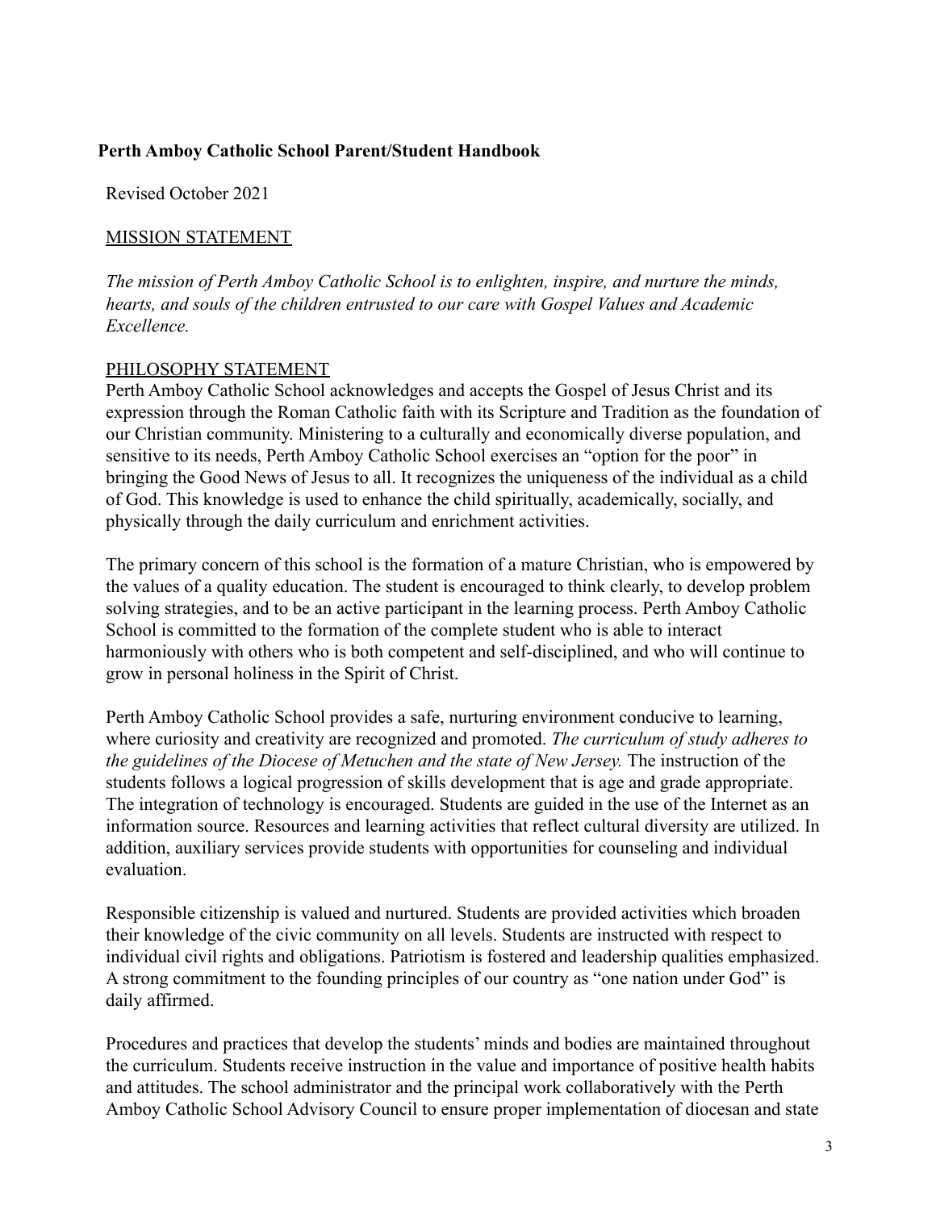**Perth Amboy Catholic School Parent/Student Handbook**

Revised October 2021

## MISSION STATEMENT

*The mission of Perth Amboy Catholic School is to enlighten, inspire, and nurture the minds, hearts, and souls of the children entrusted to our care with Gospel Values and Academic Excellence.*

## PHILOSOPHY STATEMENT

Perth Amboy Catholic School acknowledges and accepts the Gospel of Jesus Christ and its expression through the Roman Catholic faith with its Scripture and Tradition as the foundation of our Christian community. Ministering to a culturally and economically diverse population, and sensitive to its needs, Perth Amboy Catholic School exercises an "option for the poor" in bringing the Good News of Jesus to all. It recognizes the uniqueness of the individual as a child of God. This knowledge is used to enhance the child spiritually, academically, socially, and physically through the daily curriculum and enrichment activities.

The primary concern of this school is the formation of a mature Christian, who is empowered by the values of a quality education. The student is encouraged to think clearly, to develop problem solving strategies, and to be an active participant in the learning process. Perth Amboy Catholic School is committed to the formation of the complete student who is able to interact harmoniously with others who is both competent and self-disciplined, and who will continue to grow in personal holiness in the Spirit of Christ.

Perth Amboy Catholic School provides a safe, nurturing environment conducive to learning, where curiosity and creativity are recognized and promoted. *The curriculum of study adheres to the guidelines of the Diocese of Metuchen and the state of New Jersey.* The instruction of the students follows a logical progression of skills development that is age and grade appropriate. The integration of technology is encouraged. Students are guided in the use of the Internet as an information source. Resources and learning activities that reflect cultural diversity are utilized. In addition, auxiliary services provide students with opportunities for counseling and individual evaluation.

Responsible citizenship is valued and nurtured. Students are provided activities which broaden their knowledge of the civic community on all levels. Students are instructed with respect to individual civil rights and obligations. Patriotism is fostered and leadership qualities emphasized. A strong commitment to the founding principles of our country as "one nation under God" is daily affirmed.

Procedures and practices that develop the students' minds and bodies are maintained throughout the curriculum. Students receive instruction in the value and importance of positive health habits and attitudes. The school administrator and the principal work collaboratively with the Perth Amboy Catholic School Advisory Council to ensure proper implementation of diocesan and state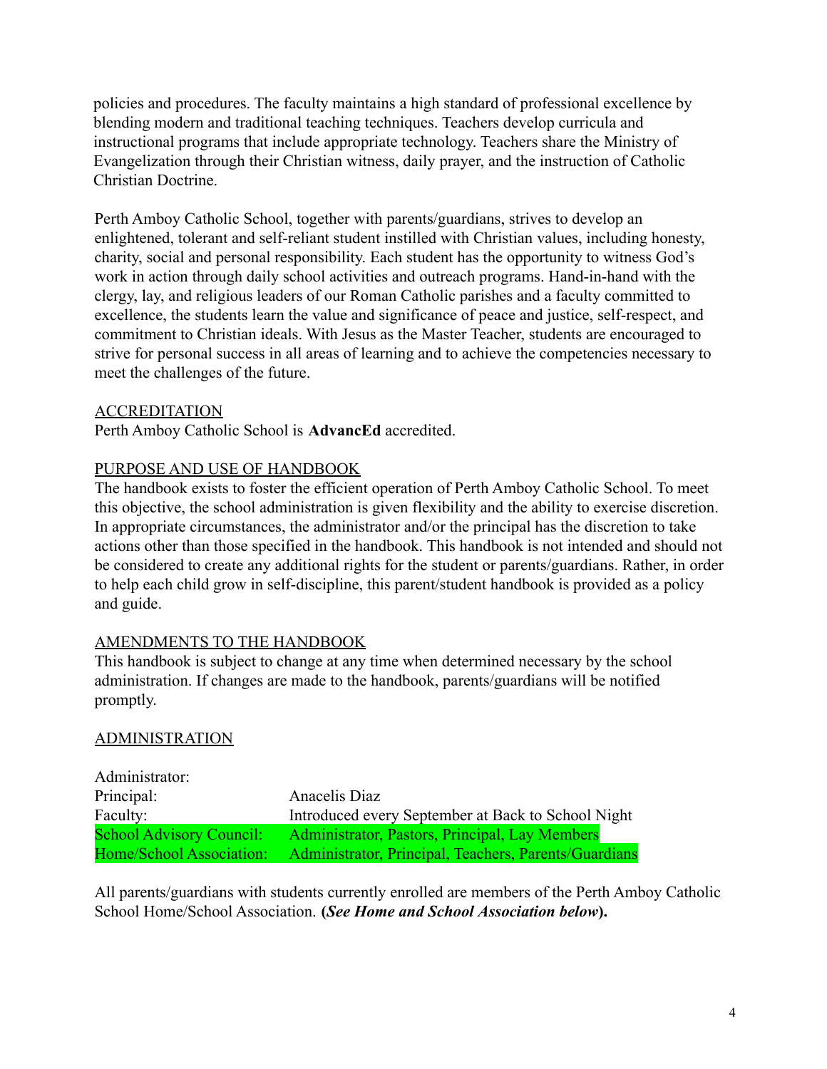policies and procedures. The faculty maintains a high standard of professional excellence by blending modern and traditional teaching techniques. Teachers develop curricula and instructional programs that include appropriate technology. Teachers share the Ministry of Evangelization through their Christian witness, daily prayer, and the instruction of Catholic Christian Doctrine.

Perth Amboy Catholic School, together with parents/guardians, strives to develop an enlightened, tolerant and self-reliant student instilled with Christian values, including honesty, charity, social and personal responsibility. Each student has the opportunity to witness God's work in action through daily school activities and outreach programs. Hand-in-hand with the clergy, lay, and religious leaders of our Roman Catholic parishes and a faculty committed to excellence, the students learn the value and significance of peace and justice, self-respect, and commitment to Christian ideals. With Jesus as the Master Teacher, students are encouraged to strive for personal success in all areas of learning and to achieve the competencies necessary to meet the challenges of the future.

## ACCREDITATION

Perth Amboy Catholic School is **AdvancEd** accredited.

## PURPOSE AND USE OF HANDBOOK

The handbook exists to foster the efficient operation of Perth Amboy Catholic School. To meet this objective, the school administration is given flexibility and the ability to exercise discretion. In appropriate circumstances, the administrator and/or the principal has the discretion to take actions other than those specified in the handbook. This handbook is not intended and should not be considered to create any additional rights for the student or parents/guardians. Rather, in order to help each child grow in self-discipline, this parent/student handbook is provided as a policy and guide.

## AMENDMENTS TO THE HANDBOOK

This handbook is subject to change at any time when determined necessary by the school administration. If changes are made to the handbook, parents/guardians will be notified promptly.

## ADMINISTRATION

| | |
|---|---|
| Administrator: | |
| Principal: | Anacelis Diaz |
| Faculty: | Introduced every September at Back to School Night |
| School Advisory Council: | Administrator, Pastors, Principal, Lay Members |
| Home/School Association: | Administrator, Principal, Teachers, Parents/Guardians |

All parents/guardians with students currently enrolled are members of the Perth Amboy Catholic School Home/School Association. **(*See Home and School Association below*).**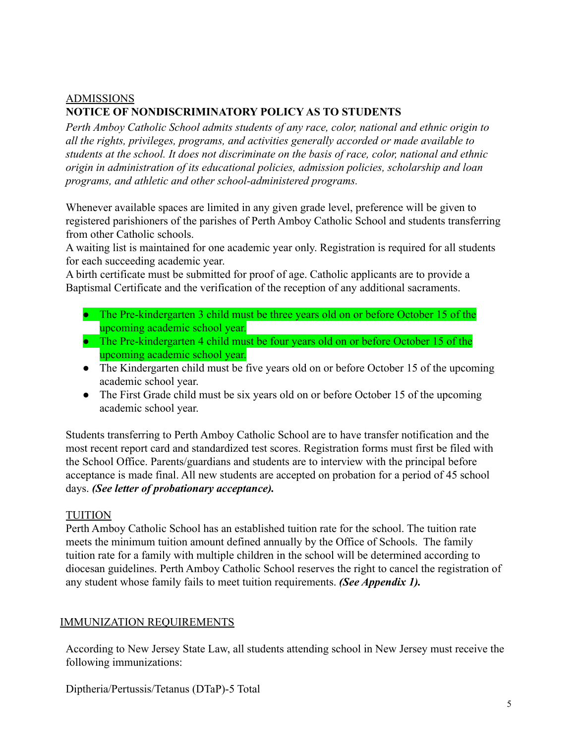ADMISSIONS

**NOTICE OF NONDISCRIMINATORY POLICY AS TO STUDENTS**

*Perth Amboy Catholic School admits students of any race, color, national and ethnic origin to all the rights, privileges, programs, and activities generally accorded or made available to students at the school. It does not discriminate on the basis of race, color, national and ethnic origin in administration of its educational policies, admission policies, scholarship and loan programs, and athletic and other school-administered programs.*

Whenever available spaces are limited in any given grade level, preference will be given to registered parishioners of the parishes of Perth Amboy Catholic School and students transferring from other Catholic schools.

A waiting list is maintained for one academic year only. Registration is required for all students for each succeeding academic year.

A birth certificate must be submitted for proof of age. Catholic applicants are to provide a Baptismal Certificate and the verification of the reception of any additional sacraments.

- The Pre-kindergarten 3 child must be three years old on or before October 15 of the upcoming academic school year.
- The Pre-kindergarten 4 child must be four years old on or before October 15 of the upcoming academic school year.
- The Kindergarten child must be five years old on or before October 15 of the upcoming academic school year.
- The First Grade child must be six years old on or before October 15 of the upcoming academic school year.

Students transferring to Perth Amboy Catholic School are to have transfer notification and the most recent report card and standardized test scores. Registration forms must first be filed with the School Office. Parents/guardians and students are to interview with the principal before acceptance is made final. All new students are accepted on probation for a period of 45 school days. ***(See letter of probationary acceptance).***

TUITION

Perth Amboy Catholic School has an established tuition rate for the school. The tuition rate meets the minimum tuition amount defined annually by the Office of Schools. The family tuition rate for a family with multiple children in the school will be determined according to diocesan guidelines. Perth Amboy Catholic School reserves the right to cancel the registration of any student whose family fails to meet tuition requirements. ***(See Appendix 1).***

IMMUNIZATION REQUIREMENTS

According to New Jersey State Law, all students attending school in New Jersey must receive the following immunizations:

Diptheria/Pertussis/Tetanus (DTaP)-5 Total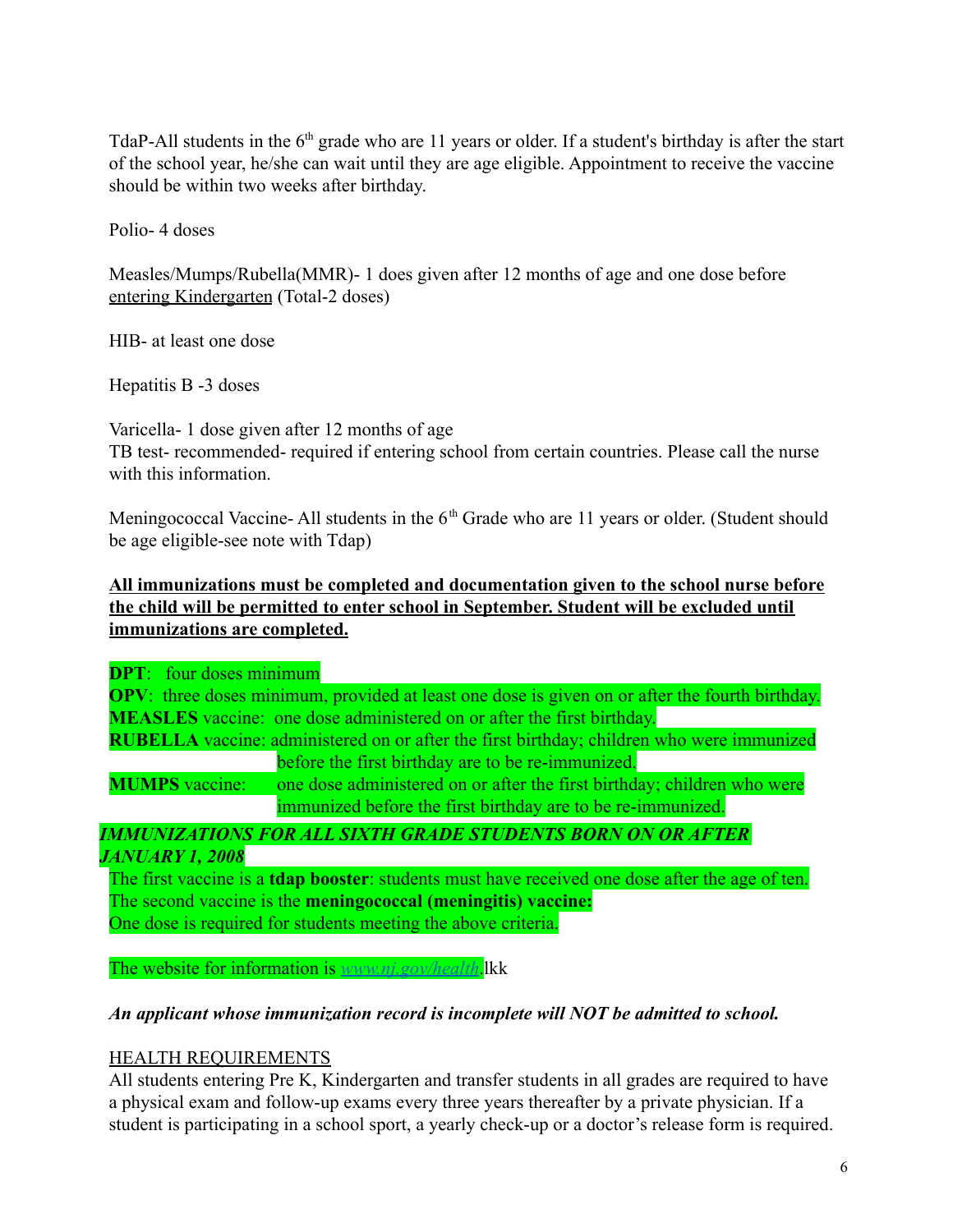TdaP-All students in the 6th grade who are 11 years or older. If a student's birthday is after the start of the school year, he/she can wait until they are age eligible. Appointment to receive the vaccine should be within two weeks after birthday.

Polio- 4 doses

Measles/Mumps/Rubella(MMR)- 1 does given after 12 months of age and one dose before entering Kindergarten (Total-2 doses)

HIB- at least one dose

Hepatitis B -3 doses

Varicella- 1 dose given after 12 months of age
TB test- recommended- required if entering school from certain countries. Please call the nurse with this information.

Meningococcal Vaccine- All students in the 6th Grade who are 11 years or older. (Student should be age eligible-see note with Tdap)

**All immunizations must be completed and documentation given to the school nurse before the child will be permitted to enter school in September. Student will be excluded until immunizations are completed.**

**DPT**: four doses minimum
**OPV**: three doses minimum, provided at least one dose is given on or after the fourth birthday.
**MEASLES** vaccine: one dose administered on or after the first birthday.
**RUBELLA** vaccine: administered on or after the first birthday; children who were immunized before the first birthday are to be re-immunized.
**MUMPS** vaccine: one dose administered on or after the first birthday; children who were immunized before the first birthday are to be re-immunized.

***IMMUNIZATIONS FOR ALL SIXTH GRADE STUDENTS BORN ON OR AFTER JANUARY 1, 2008***

The first vaccine is a **tdap booster**: students must have received one dose after the age of ten.
The second vaccine is the **meningococcal (meningitis) vaccine:**
One dose is required for students meeting the above criteria.

The website for information is [www.nj.gov/health](http://www.nj.gov/health).lkk

***An applicant whose immunization record is incomplete will NOT be admitted to school.***

HEALTH REQUIREMENTS

All students entering Pre K, Kindergarten and transfer students in all grades are required to have a physical exam and follow-up exams every three years thereafter by a private physician. If a student is participating in a school sport, a yearly check-up or a doctor's release form is required.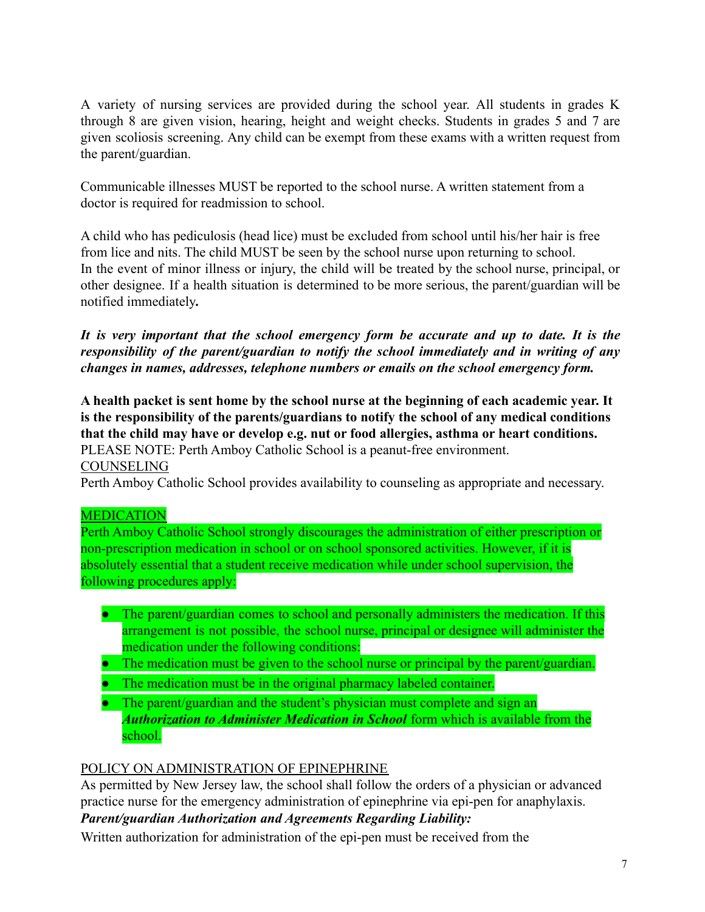A variety of nursing services are provided during the school year. All students in grades K through 8 are given vision, hearing, height and weight checks. Students in grades 5 and 7 are given scoliosis screening. Any child can be exempt from these exams with a written request from the parent/guardian.

Communicable illnesses MUST be reported to the school nurse. A written statement from a doctor is required for readmission to school.

A child who has pediculosis (head lice) must be excluded from school until his/her hair is free from lice and nits. The child MUST be seen by the school nurse upon returning to school. In the event of minor illness or injury, the child will be treated by the school nurse, principal, or other designee. If a health situation is determined to be more serious, the parent/guardian will be notified immediately**.**

***It is very important that the school emergency form be accurate and up to date. It is the responsibility of the parent/guardian to notify the school immediately and in writing of any changes in names, addresses, telephone numbers or emails on the school emergency form.***

**A health packet is sent home by the school nurse at the beginning of each academic year. It is the responsibility of the parents/guardians to notify the school of any medical conditions that the child may have or develop e.g. nut or food allergies, asthma or heart conditions.**
PLEASE NOTE: Perth Amboy Catholic School is a peanut-free environment.

COUNSELING

Perth Amboy Catholic School provides availability to counseling as appropriate and necessary.

MEDICATION

Perth Amboy Catholic School strongly discourages the administration of either prescription or non-prescription medication in school or on school sponsored activities. However, if it is absolutely essential that a student receive medication while under school supervision, the following procedures apply:

- The parent/guardian comes to school and personally administers the medication. If this arrangement is not possible, the school nurse, principal or designee will administer the medication under the following conditions:
- The medication must be given to the school nurse or principal by the parent/guardian.
- The medication must be in the original pharmacy labeled container.
- The parent/guardian and the student's physician must complete and sign an ***Authorization to Administer Medication in School*** form which is available from the school.

POLICY ON ADMINISTRATION OF EPINEPHRINE

As permitted by New Jersey law, the school shall follow the orders of a physician or advanced practice nurse for the emergency administration of epinephrine via epi-pen for anaphylaxis.

***Parent/guardian Authorization and Agreements Regarding Liability:***

Written authorization for administration of the epi-pen must be received from the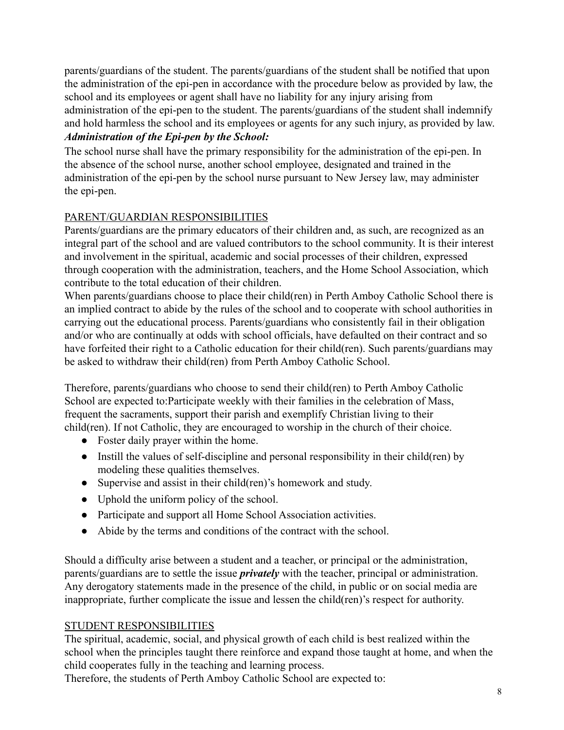parents/guardians of the student. The parents/guardians of the student shall be notified that upon the administration of the epi-pen in accordance with the procedure below as provided by law, the school and its employees or agent shall have no liability for any injury arising from administration of the epi-pen to the student. The parents/guardians of the student shall indemnify and hold harmless the school and its employees or agents for any such injury, as provided by law.

***Administration of the Epi-pen by the School:***

The school nurse shall have the primary responsibility for the administration of the epi-pen. In the absence of the school nurse, another school employee, designated and trained in the administration of the epi-pen by the school nurse pursuant to New Jersey law, may administer the epi-pen.

## PARENT/GUARDIAN RESPONSIBILITIES

Parents/guardians are the primary educators of their children and, as such, are recognized as an integral part of the school and are valued contributors to the school community. It is their interest and involvement in the spiritual, academic and social processes of their children, expressed through cooperation with the administration, teachers, and the Home School Association, which contribute to the total education of their children.

When parents/guardians choose to place their child(ren) in Perth Amboy Catholic School there is an implied contract to abide by the rules of the school and to cooperate with school authorities in carrying out the educational process. Parents/guardians who consistently fail in their obligation and/or who are continually at odds with school officials, have defaulted on their contract and so have forfeited their right to a Catholic education for their child(ren). Such parents/guardians may be asked to withdraw their child(ren) from Perth Amboy Catholic School.

Therefore, parents/guardians who choose to send their child(ren) to Perth Amboy Catholic School are expected to:Participate weekly with their families in the celebration of Mass, frequent the sacraments, support their parish and exemplify Christian living to their child(ren). If not Catholic, they are encouraged to worship in the church of their choice.

- Foster daily prayer within the home.
- Instill the values of self-discipline and personal responsibility in their child(ren) by modeling these qualities themselves.
- Supervise and assist in their child(ren)'s homework and study.
- Uphold the uniform policy of the school.
- Participate and support all Home School Association activities.
- Abide by the terms and conditions of the contract with the school.

Should a difficulty arise between a student and a teacher, or principal or the administration, parents/guardians are to settle the issue ***privately*** with the teacher, principal or administration. Any derogatory statements made in the presence of the child, in public or on social media are inappropriate, further complicate the issue and lessen the child(ren)'s respect for authority.

## STUDENT RESPONSIBILITIES

The spiritual, academic, social, and physical growth of each child is best realized within the school when the principles taught there reinforce and expand those taught at home, and when the child cooperates fully in the teaching and learning process.

Therefore, the students of Perth Amboy Catholic School are expected to: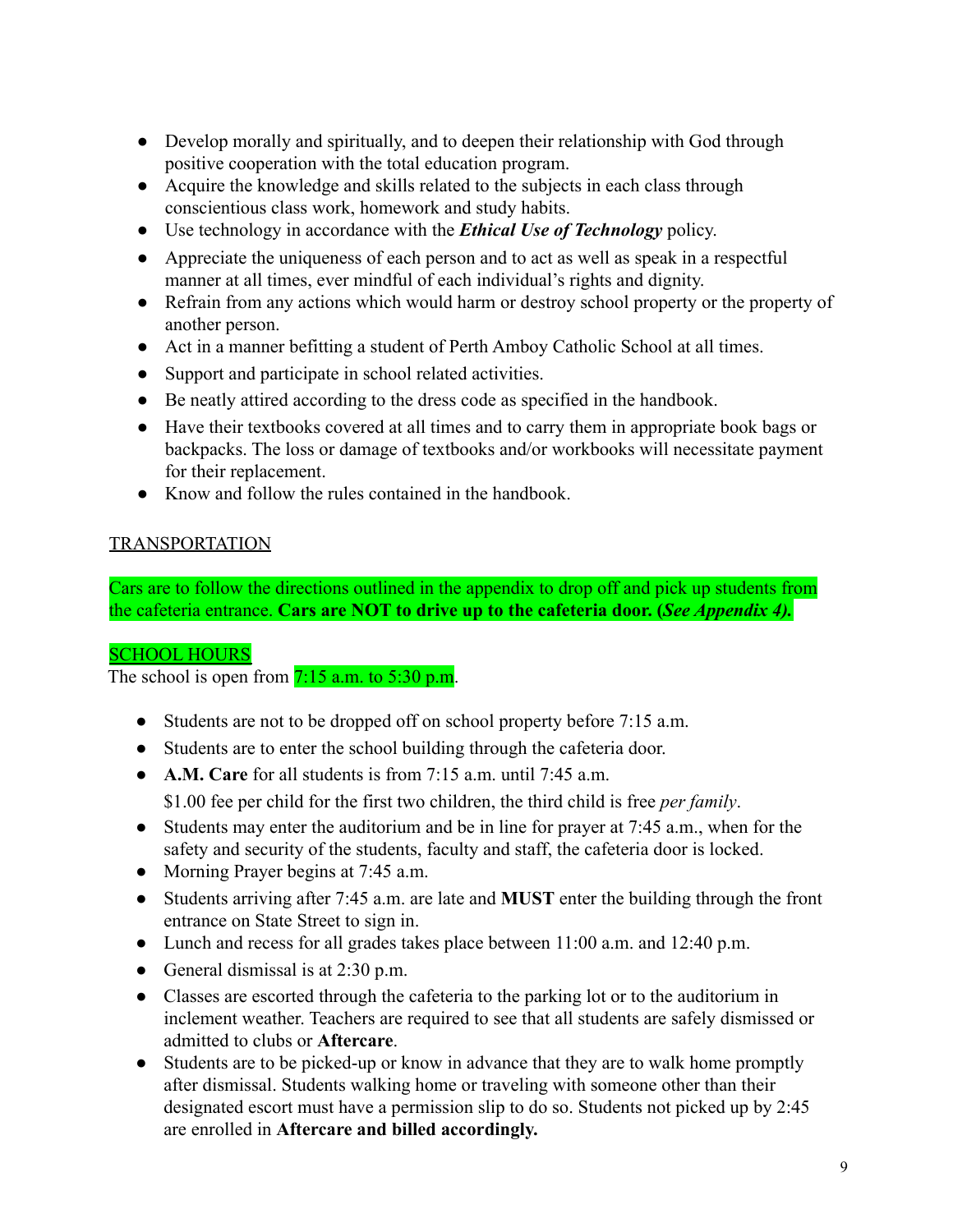- Develop morally and spiritually, and to deepen their relationship with God through positive cooperation with the total education program.
- Acquire the knowledge and skills related to the subjects in each class through conscientious class work, homework and study habits.
- Use technology in accordance with the ***Ethical Use of Technology*** policy.
- Appreciate the uniqueness of each person and to act as well as speak in a respectful manner at all times, ever mindful of each individual's rights and dignity.
- Refrain from any actions which would harm or destroy school property or the property of another person.
- Act in a manner befitting a student of Perth Amboy Catholic School at all times.
- Support and participate in school related activities.
- Be neatly attired according to the dress code as specified in the handbook.
- Have their textbooks covered at all times and to carry them in appropriate book bags or backpacks. The loss or damage of textbooks and/or workbooks will necessitate payment for their replacement.
- Know and follow the rules contained in the handbook.

## TRANSPORTATION

Cars are to follow the directions outlined in the appendix to drop off and pick up students from the cafeteria entrance. **Cars are NOT to drive up to the cafeteria door. (*See Appendix 4).***

## SCHOOL HOURS

The school is open from 7:15 a.m. to 5:30 p.m.

- Students are not to be dropped off on school property before 7:15 a.m.
- Students are to enter the school building through the cafeteria door.
- **A.M. Care** for all students is from 7:15 a.m. until 7:45 a.m.
  $1.00 fee per child for the first two children, the third child is free *per family*.
- Students may enter the auditorium and be in line for prayer at 7:45 a.m., when for the safety and security of the students, faculty and staff, the cafeteria door is locked.
- Morning Prayer begins at 7:45 a.m.
- Students arriving after 7:45 a.m. are late and **MUST** enter the building through the front entrance on State Street to sign in.
- Lunch and recess for all grades takes place between 11:00 a.m. and 12:40 p.m.
- General dismissal is at 2:30 p.m.
- Classes are escorted through the cafeteria to the parking lot or to the auditorium in inclement weather. Teachers are required to see that all students are safely dismissed or admitted to clubs or **Aftercare**.
- Students are to be picked-up or know in advance that they are to walk home promptly after dismissal. Students walking home or traveling with someone other than their designated escort must have a permission slip to do so. Students not picked up by 2:45 are enrolled in **Aftercare and billed accordingly.**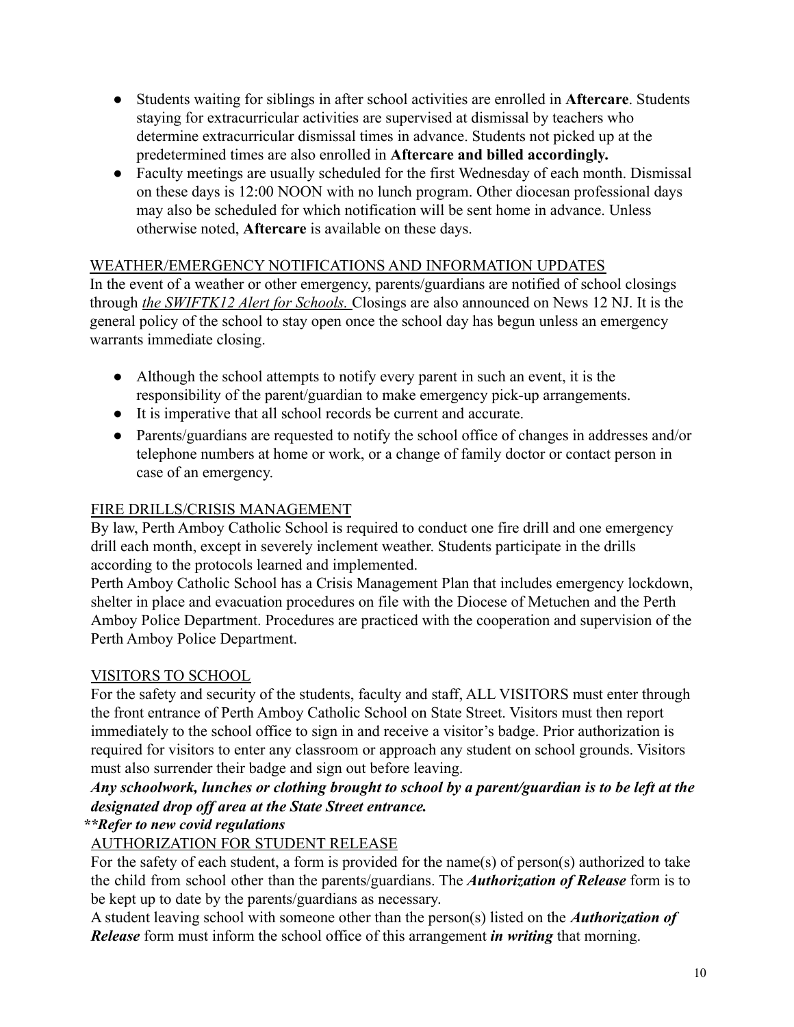- Students waiting for siblings in after school activities are enrolled in **Aftercare**. Students staying for extracurricular activities are supervised at dismissal by teachers who determine extracurricular dismissal times in advance. Students not picked up at the predetermined times are also enrolled in **Aftercare and billed accordingly.**
- Faculty meetings are usually scheduled for the first Wednesday of each month. Dismissal on these days is 12:00 NOON with no lunch program. Other diocesan professional days may also be scheduled for which notification will be sent home in advance. Unless otherwise noted, **Aftercare** is available on these days.

## WEATHER/EMERGENCY NOTIFICATIONS AND INFORMATION UPDATES

In the event of a weather or other emergency, parents/guardians are notified of school closings through *the SWIFTK12 Alert for Schools.* Closings are also announced on News 12 NJ. It is the general policy of the school to stay open once the school day has begun unless an emergency warrants immediate closing.

- Although the school attempts to notify every parent in such an event, it is the responsibility of the parent/guardian to make emergency pick-up arrangements.
- It is imperative that all school records be current and accurate.
- Parents/guardians are requested to notify the school office of changes in addresses and/or telephone numbers at home or work, or a change of family doctor or contact person in case of an emergency.

## FIRE DRILLS/CRISIS MANAGEMENT

By law, Perth Amboy Catholic School is required to conduct one fire drill and one emergency drill each month, except in severely inclement weather. Students participate in the drills according to the protocols learned and implemented.

Perth Amboy Catholic School has a Crisis Management Plan that includes emergency lockdown, shelter in place and evacuation procedures on file with the Diocese of Metuchen and the Perth Amboy Police Department. Procedures are practiced with the cooperation and supervision of the Perth Amboy Police Department.

## VISITORS TO SCHOOL

For the safety and security of the students, faculty and staff, ALL VISITORS must enter through the front entrance of Perth Amboy Catholic School on State Street. Visitors must then report immediately to the school office to sign in and receive a visitor's badge. Prior authorization is required for visitors to enter any classroom or approach any student on school grounds. Visitors must also surrender their badge and sign out before leaving.

***Any schoolwork, lunches or clothing brought to school by a parent/guardian is to be left at the designated drop off area at the State Street entrance.***

***\*\*Refer to new covid regulations***

## AUTHORIZATION FOR STUDENT RELEASE

For the safety of each student, a form is provided for the name(s) of person(s) authorized to take the child from school other than the parents/guardians. The ***Authorization of Release*** form is to be kept up to date by the parents/guardians as necessary.

A student leaving school with someone other than the person(s) listed on the ***Authorization of Release*** form must inform the school office of this arrangement ***in writing*** that morning.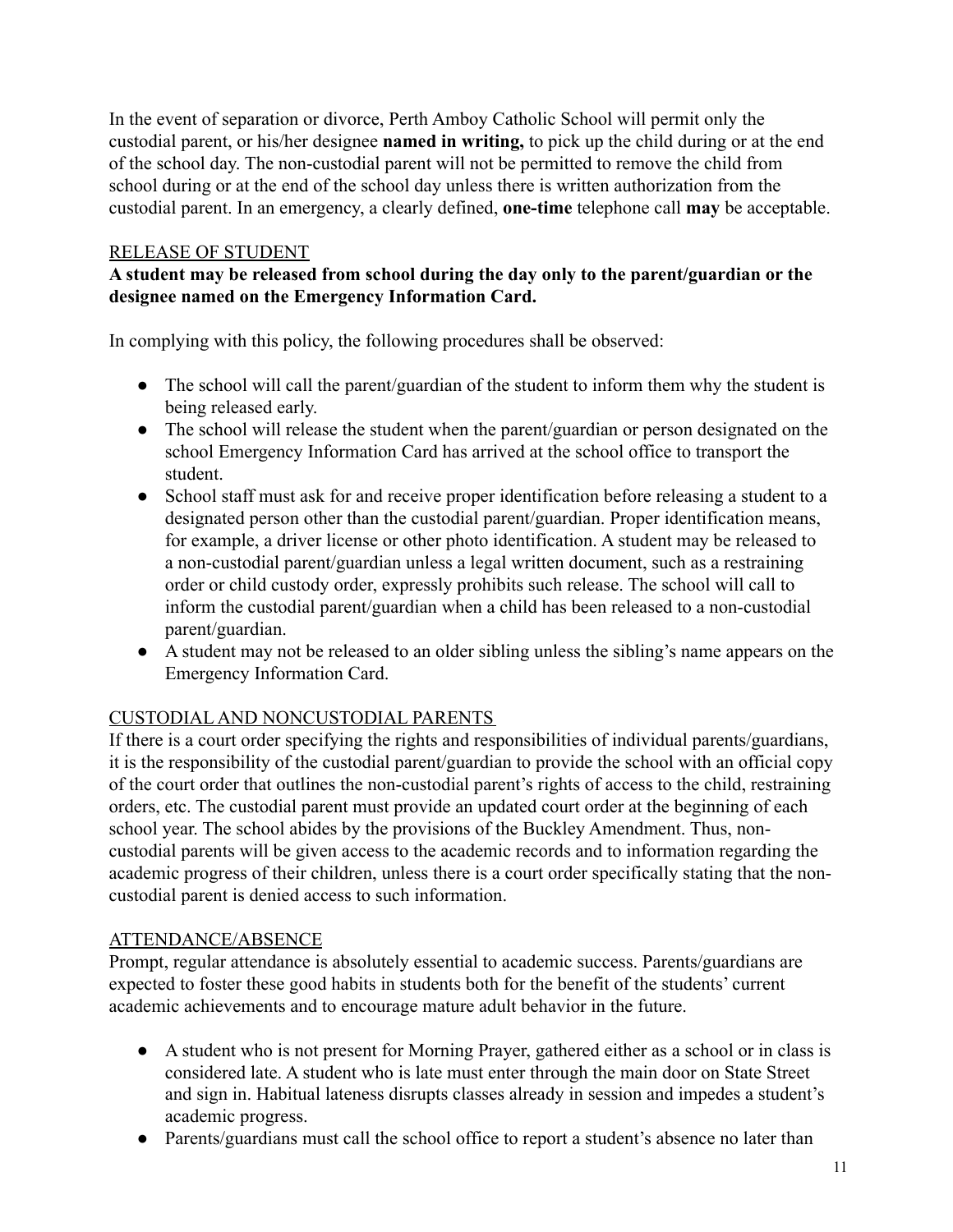In the event of separation or divorce, Perth Amboy Catholic School will permit only the custodial parent, or his/her designee **named in writing,** to pick up the child during or at the end of the school day. The non-custodial parent will not be permitted to remove the child from school during or at the end of the school day unless there is written authorization from the custodial parent. In an emergency, a clearly defined, **one-time** telephone call **may** be acceptable.

## RELEASE OF STUDENT

**A student may be released from school during the day only to the parent/guardian or the designee named on the Emergency Information Card.**

In complying with this policy, the following procedures shall be observed:

- The school will call the parent/guardian of the student to inform them why the student is being released early.
- The school will release the student when the parent/guardian or person designated on the school Emergency Information Card has arrived at the school office to transport the student.
- School staff must ask for and receive proper identification before releasing a student to a designated person other than the custodial parent/guardian. Proper identification means, for example, a driver license or other photo identification. A student may be released to a non-custodial parent/guardian unless a legal written document, such as a restraining order or child custody order, expressly prohibits such release. The school will call to inform the custodial parent/guardian when a child has been released to a non-custodial parent/guardian.
- A student may not be released to an older sibling unless the sibling's name appears on the Emergency Information Card.

## CUSTODIAL AND NONCUSTODIAL PARENTS

If there is a court order specifying the rights and responsibilities of individual parents/guardians, it is the responsibility of the custodial parent/guardian to provide the school with an official copy of the court order that outlines the non-custodial parent's rights of access to the child, restraining orders, etc. The custodial parent must provide an updated court order at the beginning of each school year. The school abides by the provisions of the Buckley Amendment. Thus, non-custodial parents will be given access to the academic records and to information regarding the academic progress of their children, unless there is a court order specifically stating that the non-custodial parent is denied access to such information.

## ATTENDANCE/ABSENCE

Prompt, regular attendance is absolutely essential to academic success. Parents/guardians are expected to foster these good habits in students both for the benefit of the students' current academic achievements and to encourage mature adult behavior in the future.

- A student who is not present for Morning Prayer, gathered either as a school or in class is considered late. A student who is late must enter through the main door on State Street and sign in. Habitual lateness disrupts classes already in session and impedes a student's academic progress.
- Parents/guardians must call the school office to report a student's absence no later than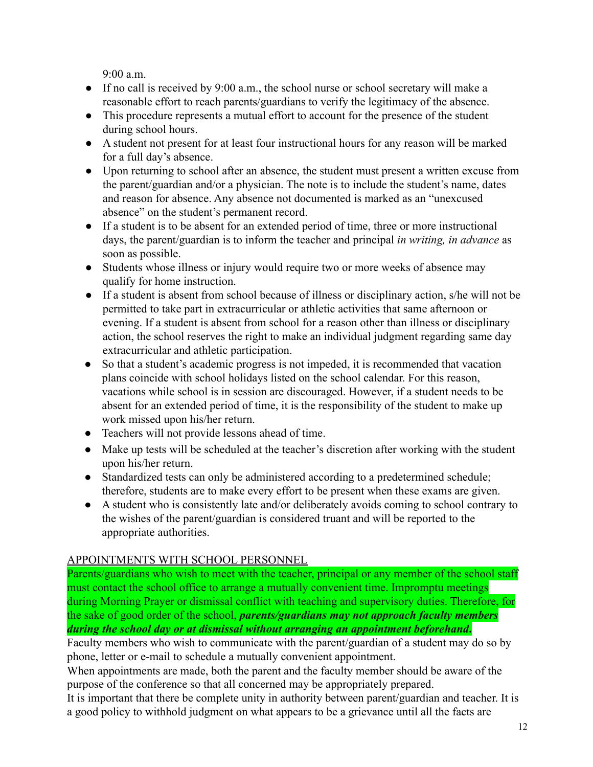9:00 a.m.

- If no call is received by 9:00 a.m., the school nurse or school secretary will make a reasonable effort to reach parents/guardians to verify the legitimacy of the absence.
- This procedure represents a mutual effort to account for the presence of the student during school hours.
- A student not present for at least four instructional hours for any reason will be marked for a full day's absence.
- Upon returning to school after an absence, the student must present a written excuse from the parent/guardian and/or a physician. The note is to include the student's name, dates and reason for absence. Any absence not documented is marked as an "unexcused absence" on the student's permanent record.
- If a student is to be absent for an extended period of time, three or more instructional days, the parent/guardian is to inform the teacher and principal *in writing, in advance* as soon as possible.
- Students whose illness or injury would require two or more weeks of absence may qualify for home instruction.
- If a student is absent from school because of illness or disciplinary action, s/he will not be permitted to take part in extracurricular or athletic activities that same afternoon or evening. If a student is absent from school for a reason other than illness or disciplinary action, the school reserves the right to make an individual judgment regarding same day extracurricular and athletic participation.
- So that a student's academic progress is not impeded, it is recommended that vacation plans coincide with school holidays listed on the school calendar. For this reason, vacations while school is in session are discouraged. However, if a student needs to be absent for an extended period of time, it is the responsibility of the student to make up work missed upon his/her return.
- Teachers will not provide lessons ahead of time.
- Make up tests will be scheduled at the teacher's discretion after working with the student upon his/her return.
- Standardized tests can only be administered according to a predetermined schedule; therefore, students are to make every effort to be present when these exams are given.
- A student who is consistently late and/or deliberately avoids coming to school contrary to the wishes of the parent/guardian is considered truant and will be reported to the appropriate authorities.

## APPOINTMENTS WITH SCHOOL PERSONNEL

Parents/guardians who wish to meet with the teacher, principal or any member of the school staff must contact the school office to arrange a mutually convenient time. Impromptu meetings during Morning Prayer or dismissal conflict with teaching and supervisory duties. Therefore, for the sake of good order of the school, ***parents/guardians may not approach faculty members during the school day or at dismissal without arranging an appointment beforehand.***

Faculty members who wish to communicate with the parent/guardian of a student may do so by phone, letter or e-mail to schedule a mutually convenient appointment.

When appointments are made, both the parent and the faculty member should be aware of the purpose of the conference so that all concerned may be appropriately prepared.

It is important that there be complete unity in authority between parent/guardian and teacher. It is a good policy to withhold judgment on what appears to be a grievance until all the facts are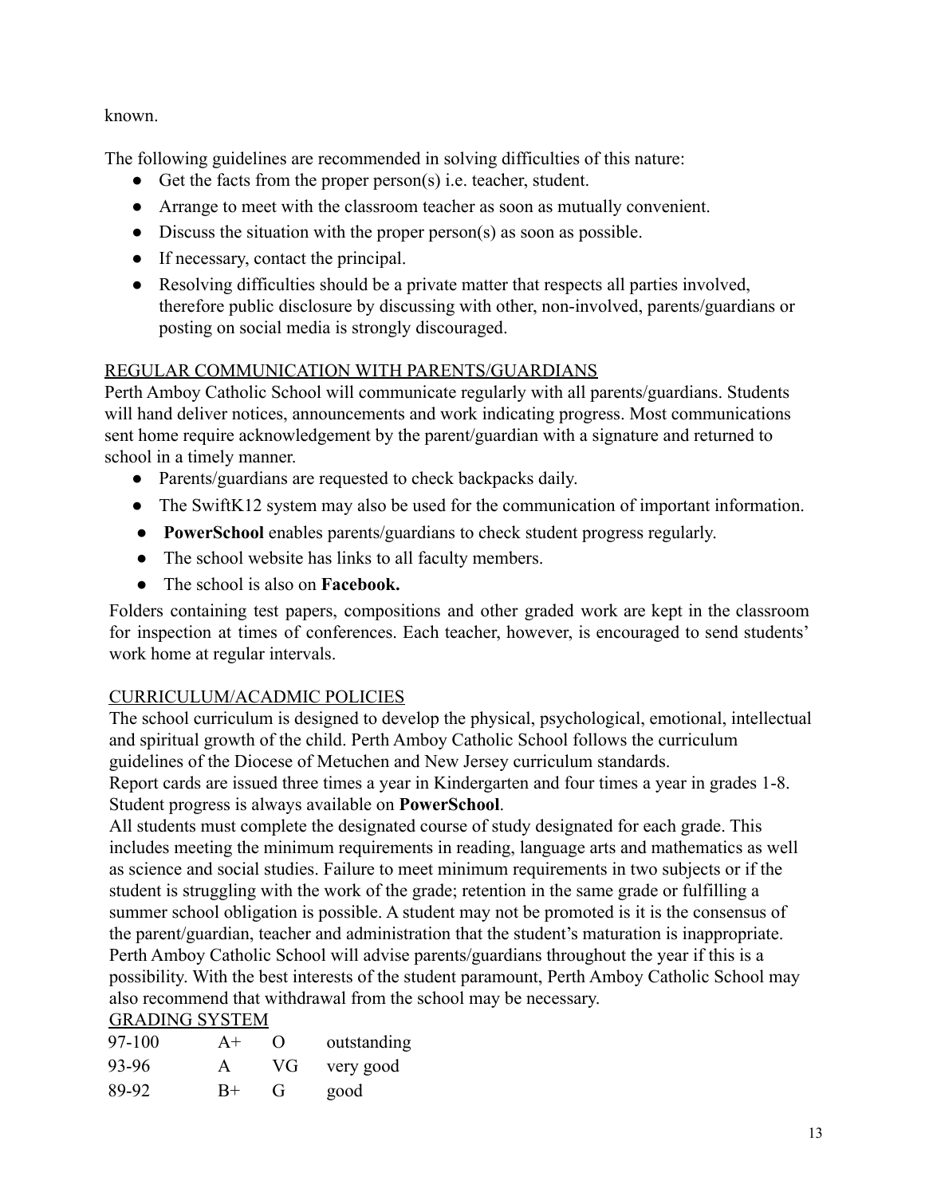known.

The following guidelines are recommended in solving difficulties of this nature:

- Get the facts from the proper person(s) i.e. teacher, student.
- Arrange to meet with the classroom teacher as soon as mutually convenient.
- Discuss the situation with the proper person(s) as soon as possible.
- If necessary, contact the principal.
- Resolving difficulties should be a private matter that respects all parties involved, therefore public disclosure by discussing with other, non-involved, parents/guardians or posting on social media is strongly discouraged.

## REGULAR COMMUNICATION WITH PARENTS/GUARDIANS

Perth Amboy Catholic School will communicate regularly with all parents/guardians. Students will hand deliver notices, announcements and work indicating progress. Most communications sent home require acknowledgement by the parent/guardian with a signature and returned to school in a timely manner.

- Parents/guardians are requested to check backpacks daily.
- The SwiftK12 system may also be used for the communication of important information.
- **PowerSchool** enables parents/guardians to check student progress regularly.
- The school website has links to all faculty members.
- The school is also on **Facebook.**

Folders containing test papers, compositions and other graded work are kept in the classroom for inspection at times of conferences. Each teacher, however, is encouraged to send students' work home at regular intervals.

## CURRICULUM/ACADMIC POLICIES

The school curriculum is designed to develop the physical, psychological, emotional, intellectual and spiritual growth of the child. Perth Amboy Catholic School follows the curriculum guidelines of the Diocese of Metuchen and New Jersey curriculum standards.

Report cards are issued three times a year in Kindergarten and four times a year in grades 1-8. Student progress is always available on **PowerSchool**.

All students must complete the designated course of study designated for each grade. This includes meeting the minimum requirements in reading, language arts and mathematics as well as science and social studies. Failure to meet minimum requirements in two subjects or if the student is struggling with the work of the grade; retention in the same grade or fulfilling a summer school obligation is possible. A student may not be promoted is it is the consensus of the parent/guardian, teacher and administration that the student's maturation is inappropriate. Perth Amboy Catholic School will advise parents/guardians throughout the year if this is a possibility. With the best interests of the student paramount, Perth Amboy Catholic School may also recommend that withdrawal from the school may be necessary.

## GRADING SYSTEM

| | | | |
|---|---|---|---|
| 97-100 | A+ | O | outstanding |
| 93-96 | A | VG | very good |
| 89-92 | B+ | G | good |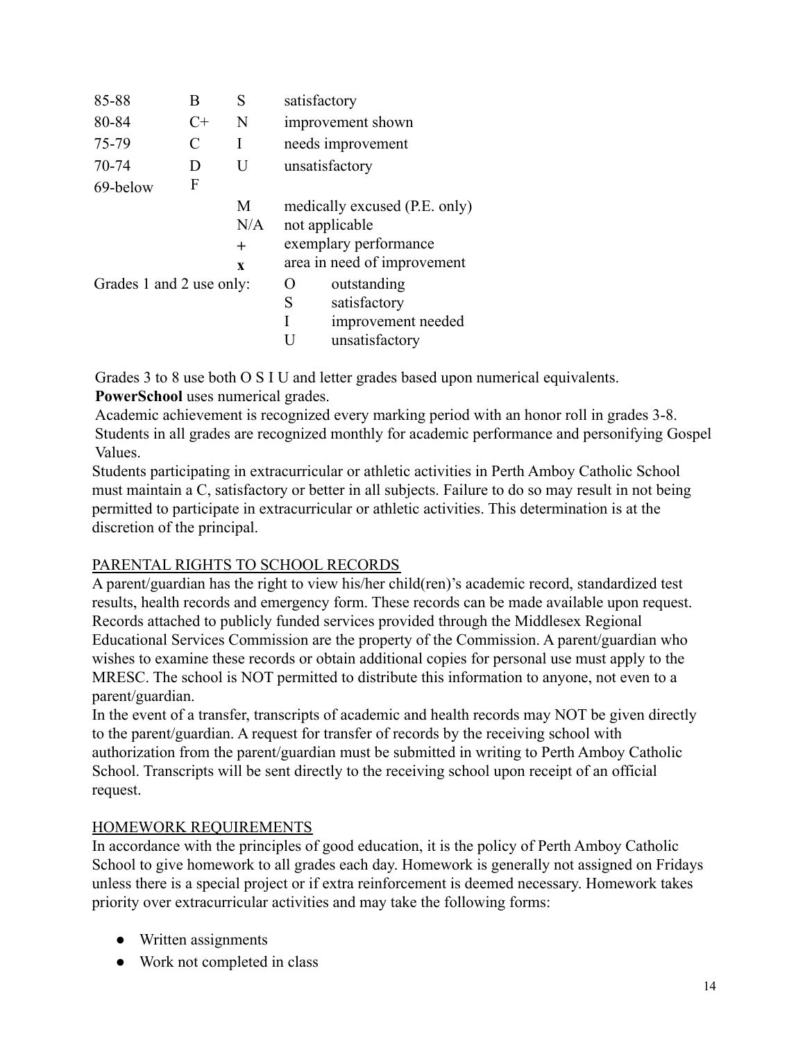| | | | |
|---|---|---|---|
| 85-88 | B | S | satisfactory |
| 80-84 | C+ | N | improvement shown |
| 75-79 | C | I | needs improvement |
| 70-74 | D | U | unsatisfactory |
| 69-below | F | | |
| | | M | medically excused (P.E. only) |
| | | N/A | not applicable |
| | | + | exemplary performance |
| | | **x** | area in need of improvement |

Grades 1 and 2 use only:

| | |
|---|---|
| O | outstanding |
| S | satisfactory |
| I | improvement needed |
| U | unsatisfactory |

Grades 3 to 8 use both O S I U and letter grades based upon numerical equivalents.
**PowerSchool** uses numerical grades.
Academic achievement is recognized every marking period with an honor roll in grades 3-8. Students in all grades are recognized monthly for academic performance and personifying Gospel Values.
Students participating in extracurricular or athletic activities in Perth Amboy Catholic School must maintain a C, satisfactory or better in all subjects. Failure to do so may result in not being permitted to participate in extracurricular or athletic activities. This determination is at the discretion of the principal.

## PARENTAL RIGHTS TO SCHOOL RECORDS

A parent/guardian has the right to view his/her child(ren)'s academic record, standardized test results, health records and emergency form. These records can be made available upon request. Records attached to publicly funded services provided through the Middlesex Regional Educational Services Commission are the property of the Commission. A parent/guardian who wishes to examine these records or obtain additional copies for personal use must apply to the MRESC. The school is NOT permitted to distribute this information to anyone, not even to a parent/guardian.
In the event of a transfer, transcripts of academic and health records may NOT be given directly to the parent/guardian. A request for transfer of records by the receiving school with authorization from the parent/guardian must be submitted in writing to Perth Amboy Catholic School. Transcripts will be sent directly to the receiving school upon receipt of an official request.

## HOMEWORK REQUIREMENTS

In accordance with the principles of good education, it is the policy of Perth Amboy Catholic School to give homework to all grades each day. Homework is generally not assigned on Fridays unless there is a special project or if extra reinforcement is deemed necessary. Homework takes priority over extracurricular activities and may take the following forms:

- Written assignments
- Work not completed in class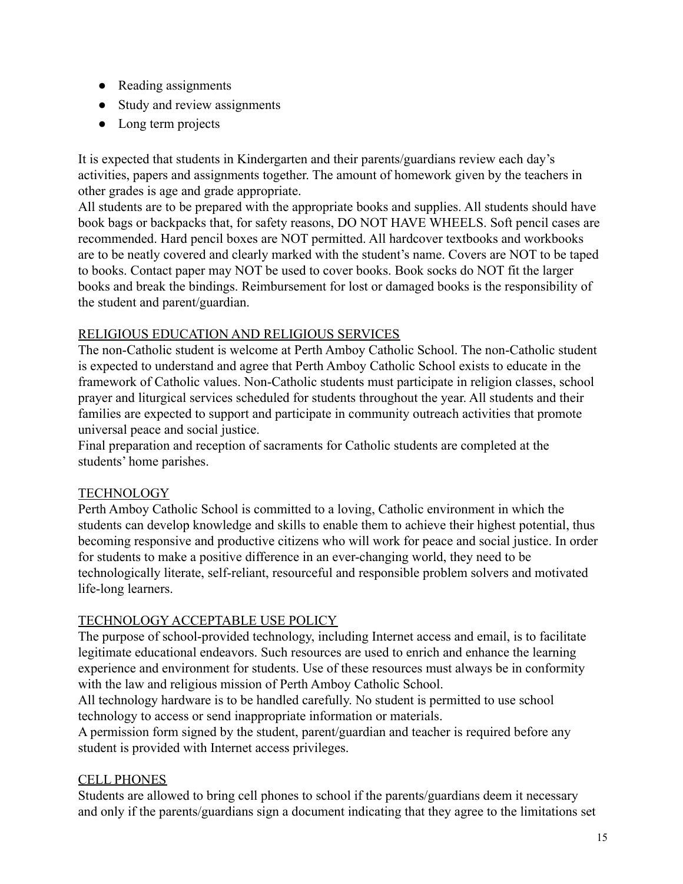- Reading assignments
- Study and review assignments
- Long term projects

It is expected that students in Kindergarten and their parents/guardians review each day's activities, papers and assignments together. The amount of homework given by the teachers in other grades is age and grade appropriate.

All students are to be prepared with the appropriate books and supplies. All students should have book bags or backpacks that, for safety reasons, DO NOT HAVE WHEELS. Soft pencil cases are recommended. Hard pencil boxes are NOT permitted. All hardcover textbooks and workbooks are to be neatly covered and clearly marked with the student's name. Covers are NOT to be taped to books. Contact paper may NOT be used to cover books. Book socks do NOT fit the larger books and break the bindings. Reimbursement for lost or damaged books is the responsibility of the student and parent/guardian.

## RELIGIOUS EDUCATION AND RELIGIOUS SERVICES

The non-Catholic student is welcome at Perth Amboy Catholic School. The non-Catholic student is expected to understand and agree that Perth Amboy Catholic School exists to educate in the framework of Catholic values. Non-Catholic students must participate in religion classes, school prayer and liturgical services scheduled for students throughout the year. All students and their families are expected to support and participate in community outreach activities that promote universal peace and social justice.

Final preparation and reception of sacraments for Catholic students are completed at the students' home parishes.

## TECHNOLOGY

Perth Amboy Catholic School is committed to a loving, Catholic environment in which the students can develop knowledge and skills to enable them to achieve their highest potential, thus becoming responsive and productive citizens who will work for peace and social justice. In order for students to make a positive difference in an ever-changing world, they need to be technologically literate, self-reliant, resourceful and responsible problem solvers and motivated life-long learners.

## TECHNOLOGY ACCEPTABLE USE POLICY

The purpose of school-provided technology, including Internet access and email, is to facilitate legitimate educational endeavors. Such resources are used to enrich and enhance the learning experience and environment for students. Use of these resources must always be in conformity with the law and religious mission of Perth Amboy Catholic School.

All technology hardware is to be handled carefully. No student is permitted to use school technology to access or send inappropriate information or materials.

A permission form signed by the student, parent/guardian and teacher is required before any student is provided with Internet access privileges.

## CELL PHONES

Students are allowed to bring cell phones to school if the parents/guardians deem it necessary and only if the parents/guardians sign a document indicating that they agree to the limitations set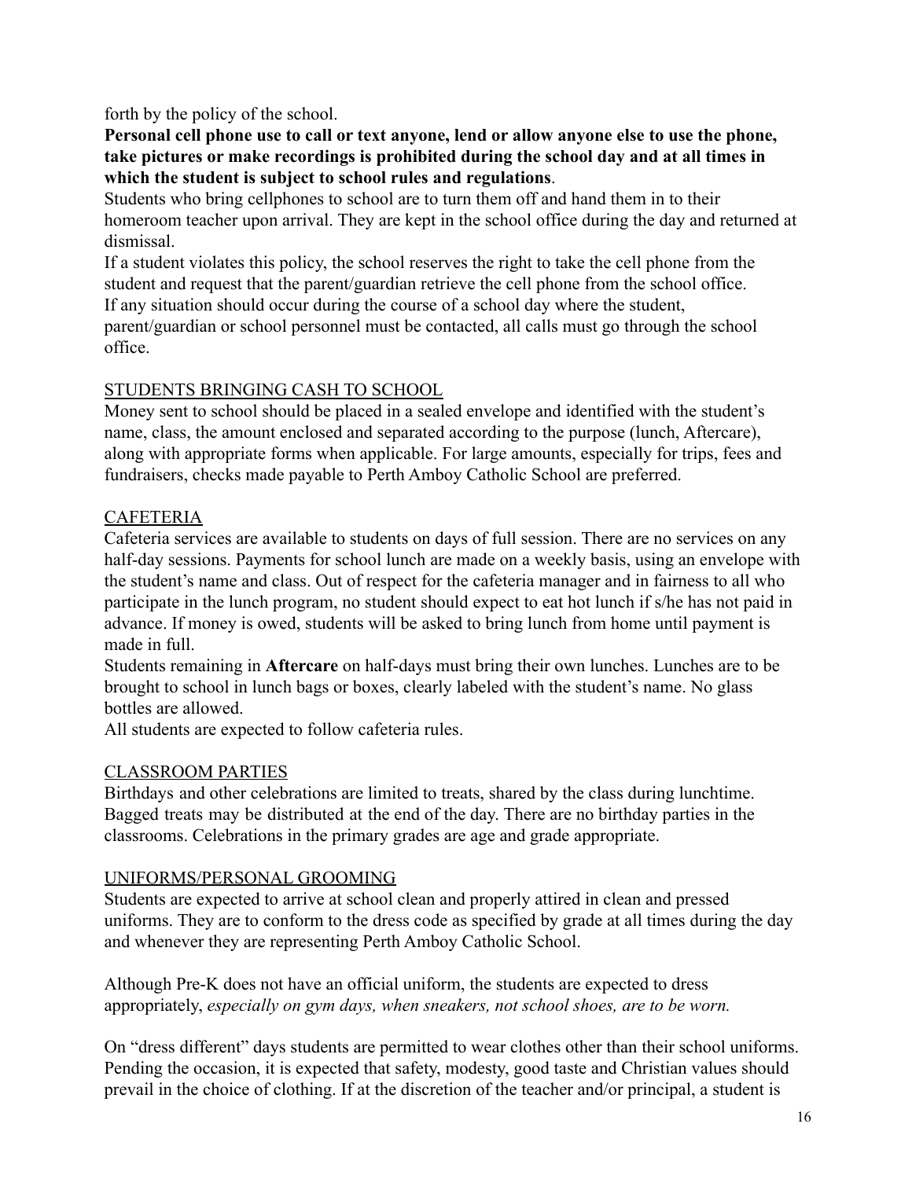forth by the policy of the school.

**Personal cell phone use to call or text anyone, lend or allow anyone else to use the phone, take pictures or make recordings is prohibited during the school day and at all times in which the student is subject to school rules and regulations**.

Students who bring cellphones to school are to turn them off and hand them in to their homeroom teacher upon arrival. They are kept in the school office during the day and returned at dismissal.

If a student violates this policy, the school reserves the right to take the cell phone from the student and request that the parent/guardian retrieve the cell phone from the school office.

If any situation should occur during the course of a school day where the student, parent/guardian or school personnel must be contacted, all calls must go through the school office.

## STUDENTS BRINGING CASH TO SCHOOL

Money sent to school should be placed in a sealed envelope and identified with the student's name, class, the amount enclosed and separated according to the purpose (lunch, Aftercare), along with appropriate forms when applicable. For large amounts, especially for trips, fees and fundraisers, checks made payable to Perth Amboy Catholic School are preferred.

## CAFETERIA

Cafeteria services are available to students on days of full session. There are no services on any half-day sessions. Payments for school lunch are made on a weekly basis, using an envelope with the student's name and class. Out of respect for the cafeteria manager and in fairness to all who participate in the lunch program, no student should expect to eat hot lunch if s/he has not paid in advance. If money is owed, students will be asked to bring lunch from home until payment is made in full.

Students remaining in **Aftercare** on half-days must bring their own lunches. Lunches are to be brought to school in lunch bags or boxes, clearly labeled with the student's name. No glass bottles are allowed.

All students are expected to follow cafeteria rules.

## CLASSROOM PARTIES

Birthdays and other celebrations are limited to treats, shared by the class during lunchtime. Bagged treats may be distributed at the end of the day. There are no birthday parties in the classrooms. Celebrations in the primary grades are age and grade appropriate.

## UNIFORMS/PERSONAL GROOMING

Students are expected to arrive at school clean and properly attired in clean and pressed uniforms. They are to conform to the dress code as specified by grade at all times during the day and whenever they are representing Perth Amboy Catholic School.

Although Pre-K does not have an official uniform, the students are expected to dress appropriately, *especially on gym days, when sneakers, not school shoes, are to be worn.*

On "dress different" days students are permitted to wear clothes other than their school uniforms. Pending the occasion, it is expected that safety, modesty, good taste and Christian values should prevail in the choice of clothing. If at the discretion of the teacher and/or principal, a student is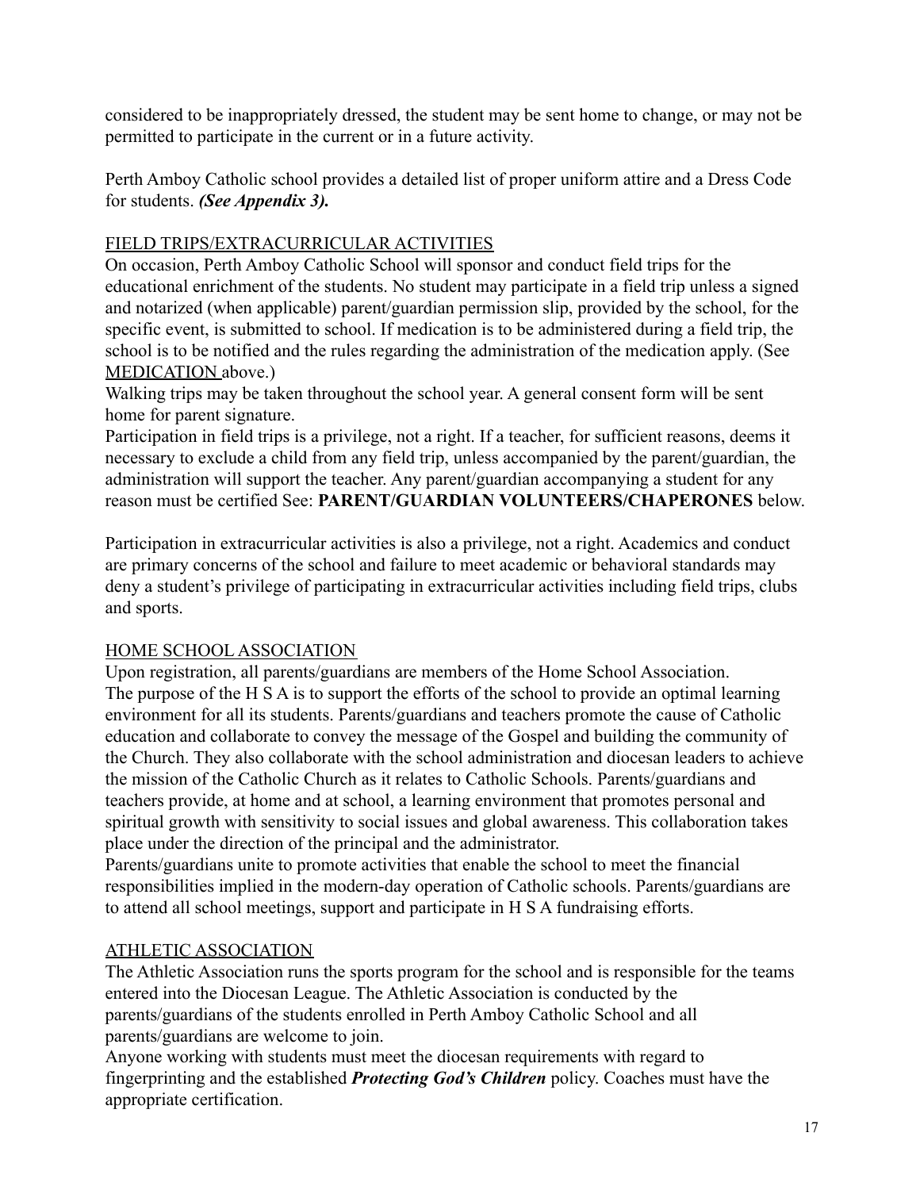considered to be inappropriately dressed, the student may be sent home to change, or may not be permitted to participate in the current or in a future activity.

Perth Amboy Catholic school provides a detailed list of proper uniform attire and a Dress Code for students. ***(See Appendix 3).***

## FIELD TRIPS/EXTRACURRICULAR ACTIVITIES

On occasion, Perth Amboy Catholic School will sponsor and conduct field trips for the educational enrichment of the students. No student may participate in a field trip unless a signed and notarized (when applicable) parent/guardian permission slip, provided by the school, for the specific event, is submitted to school. If medication is to be administered during a field trip, the school is to be notified and the rules regarding the administration of the medication apply. (See MEDICATION above.)

Walking trips may be taken throughout the school year. A general consent form will be sent home for parent signature.

Participation in field trips is a privilege, not a right. If a teacher, for sufficient reasons, deems it necessary to exclude a child from any field trip, unless accompanied by the parent/guardian, the administration will support the teacher. Any parent/guardian accompanying a student for any reason must be certified See: **PARENT/GUARDIAN VOLUNTEERS/CHAPERONES** below.

Participation in extracurricular activities is also a privilege, not a right. Academics and conduct are primary concerns of the school and failure to meet academic or behavioral standards may deny a student's privilege of participating in extracurricular activities including field trips, clubs and sports.

## HOME SCHOOL ASSOCIATION

Upon registration, all parents/guardians are members of the Home School Association.

The purpose of the H S A is to support the efforts of the school to provide an optimal learning environment for all its students. Parents/guardians and teachers promote the cause of Catholic education and collaborate to convey the message of the Gospel and building the community of the Church. They also collaborate with the school administration and diocesan leaders to achieve the mission of the Catholic Church as it relates to Catholic Schools. Parents/guardians and teachers provide, at home and at school, a learning environment that promotes personal and spiritual growth with sensitivity to social issues and global awareness. This collaboration takes place under the direction of the principal and the administrator.

Parents/guardians unite to promote activities that enable the school to meet the financial responsibilities implied in the modern-day operation of Catholic schools. Parents/guardians are to attend all school meetings, support and participate in H S A fundraising efforts.

## ATHLETIC ASSOCIATION

The Athletic Association runs the sports program for the school and is responsible for the teams entered into the Diocesan League. The Athletic Association is conducted by the parents/guardians of the students enrolled in Perth Amboy Catholic School and all parents/guardians are welcome to join.

Anyone working with students must meet the diocesan requirements with regard to fingerprinting and the established ***Protecting God's Children*** policy. Coaches must have the appropriate certification.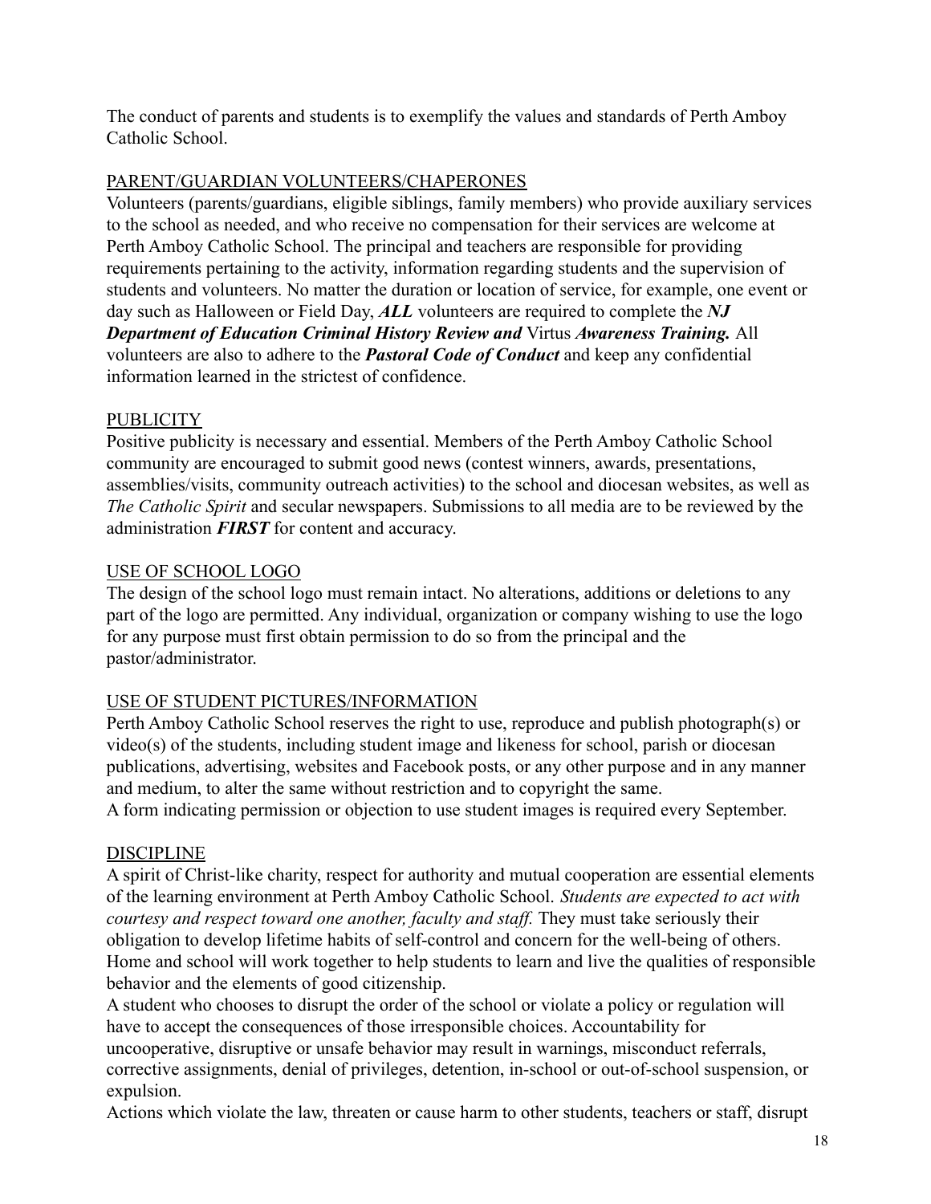The conduct of parents and students is to exemplify the values and standards of Perth Amboy Catholic School.

## PARENT/GUARDIAN VOLUNTEERS/CHAPERONES

Volunteers (parents/guardians, eligible siblings, family members) who provide auxiliary services to the school as needed, and who receive no compensation for their services are welcome at Perth Amboy Catholic School. The principal and teachers are responsible for providing requirements pertaining to the activity, information regarding students and the supervision of students and volunteers. No matter the duration or location of service, for example, one event or day such as Halloween or Field Day, ***ALL*** volunteers are required to complete the ***NJ Department of Education Criminal History Review and*** Virtus ***Awareness Training.*** All volunteers are also to adhere to the ***Pastoral Code of Conduct*** and keep any confidential information learned in the strictest of confidence.

## PUBLICITY

Positive publicity is necessary and essential. Members of the Perth Amboy Catholic School community are encouraged to submit good news (contest winners, awards, presentations, assemblies/visits, community outreach activities) to the school and diocesan websites, as well as *The Catholic Spirit* and secular newspapers. Submissions to all media are to be reviewed by the administration ***FIRST*** for content and accuracy.

## USE OF SCHOOL LOGO

The design of the school logo must remain intact. No alterations, additions or deletions to any part of the logo are permitted. Any individual, organization or company wishing to use the logo for any purpose must first obtain permission to do so from the principal and the pastor/administrator.

## USE OF STUDENT PICTURES/INFORMATION

Perth Amboy Catholic School reserves the right to use, reproduce and publish photograph(s) or video(s) of the students, including student image and likeness for school, parish or diocesan publications, advertising, websites and Facebook posts, or any other purpose and in any manner and medium, to alter the same without restriction and to copyright the same.
A form indicating permission or objection to use student images is required every September.

## DISCIPLINE

A spirit of Christ-like charity, respect for authority and mutual cooperation are essential elements of the learning environment at Perth Amboy Catholic School. *Students are expected to act with courtesy and respect toward one another, faculty and staff.* They must take seriously their obligation to develop lifetime habits of self-control and concern for the well-being of others. Home and school will work together to help students to learn and live the qualities of responsible behavior and the elements of good citizenship.
A student who chooses to disrupt the order of the school or violate a policy or regulation will have to accept the consequences of those irresponsible choices. Accountability for uncooperative, disruptive or unsafe behavior may result in warnings, misconduct referrals, corrective assignments, denial of privileges, detention, in-school or out-of-school suspension, or expulsion.
Actions which violate the law, threaten or cause harm to other students, teachers or staff, disrupt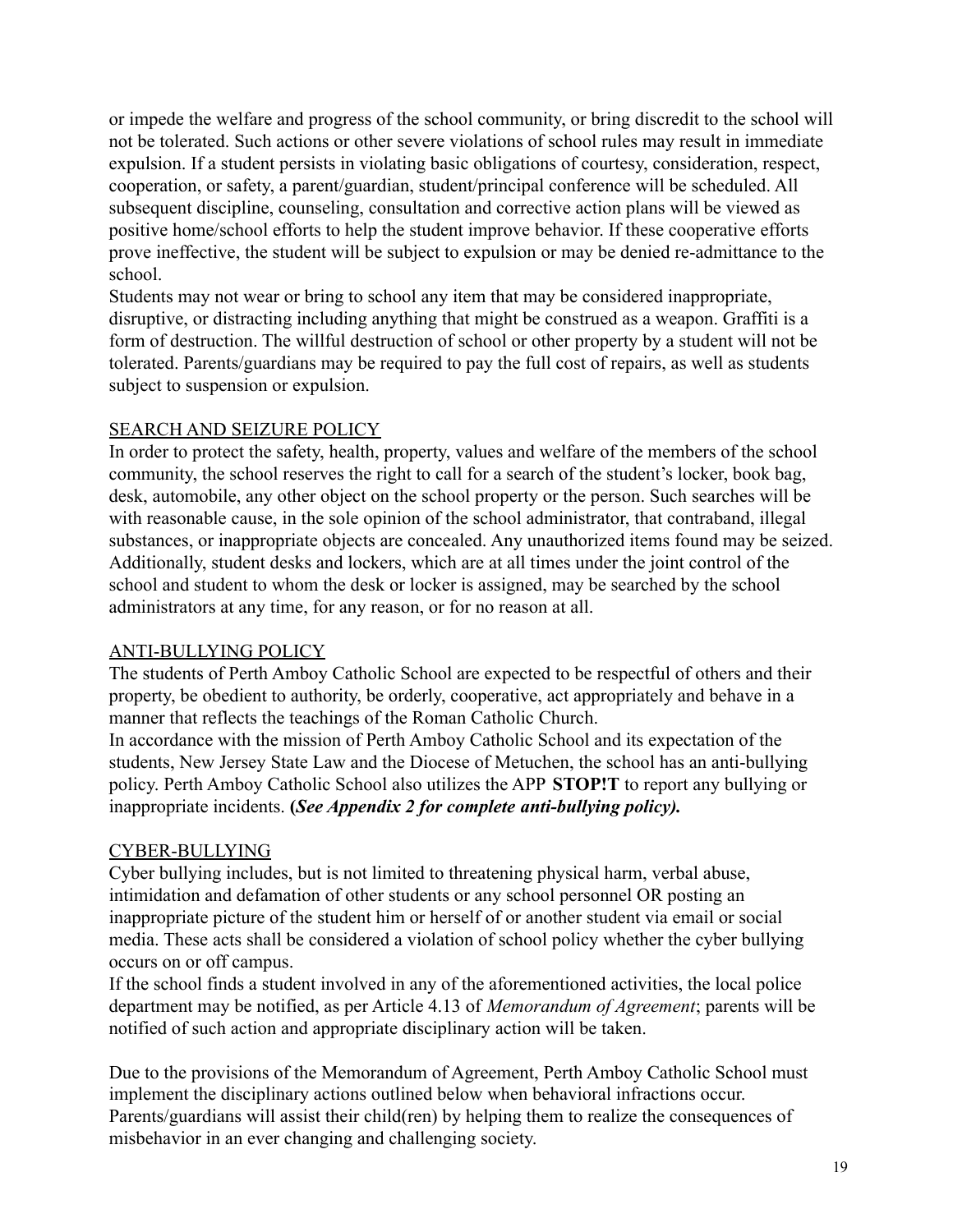or impede the welfare and progress of the school community, or bring discredit to the school will not be tolerated. Such actions or other severe violations of school rules may result in immediate expulsion. If a student persists in violating basic obligations of courtesy, consideration, respect, cooperation, or safety, a parent/guardian, student/principal conference will be scheduled. All subsequent discipline, counseling, consultation and corrective action plans will be viewed as positive home/school efforts to help the student improve behavior. If these cooperative efforts prove ineffective, the student will be subject to expulsion or may be denied re-admittance to the school.

Students may not wear or bring to school any item that may be considered inappropriate, disruptive, or distracting including anything that might be construed as a weapon. Graffiti is a form of destruction. The willful destruction of school or other property by a student will not be tolerated. Parents/guardians may be required to pay the full cost of repairs, as well as students subject to suspension or expulsion.

## SEARCH AND SEIZURE POLICY

In order to protect the safety, health, property, values and welfare of the members of the school community, the school reserves the right to call for a search of the student's locker, book bag, desk, automobile, any other object on the school property or the person. Such searches will be with reasonable cause, in the sole opinion of the school administrator, that contraband, illegal substances, or inappropriate objects are concealed. Any unauthorized items found may be seized. Additionally, student desks and lockers, which are at all times under the joint control of the school and student to whom the desk or locker is assigned, may be searched by the school administrators at any time, for any reason, or for no reason at all.

## ANTI-BULLYING POLICY

The students of Perth Amboy Catholic School are expected to be respectful of others and their property, be obedient to authority, be orderly, cooperative, act appropriately and behave in a manner that reflects the teachings of the Roman Catholic Church.

In accordance with the mission of Perth Amboy Catholic School and its expectation of the students, New Jersey State Law and the Diocese of Metuchen, the school has an anti-bullying policy. Perth Amboy Catholic School also utilizes the APP **STOP!T** to report any bullying or inappropriate incidents. **(*See Appendix 2 for complete anti-bullying policy).***

## CYBER-BULLYING

Cyber bullying includes, but is not limited to threatening physical harm, verbal abuse, intimidation and defamation of other students or any school personnel OR posting an inappropriate picture of the student him or herself of or another student via email or social media. These acts shall be considered a violation of school policy whether the cyber bullying occurs on or off campus.

If the school finds a student involved in any of the aforementioned activities, the local police department may be notified, as per Article 4.13 of *Memorandum of Agreement*; parents will be notified of such action and appropriate disciplinary action will be taken.

Due to the provisions of the Memorandum of Agreement, Perth Amboy Catholic School must implement the disciplinary actions outlined below when behavioral infractions occur. Parents/guardians will assist their child(ren) by helping them to realize the consequences of misbehavior in an ever changing and challenging society.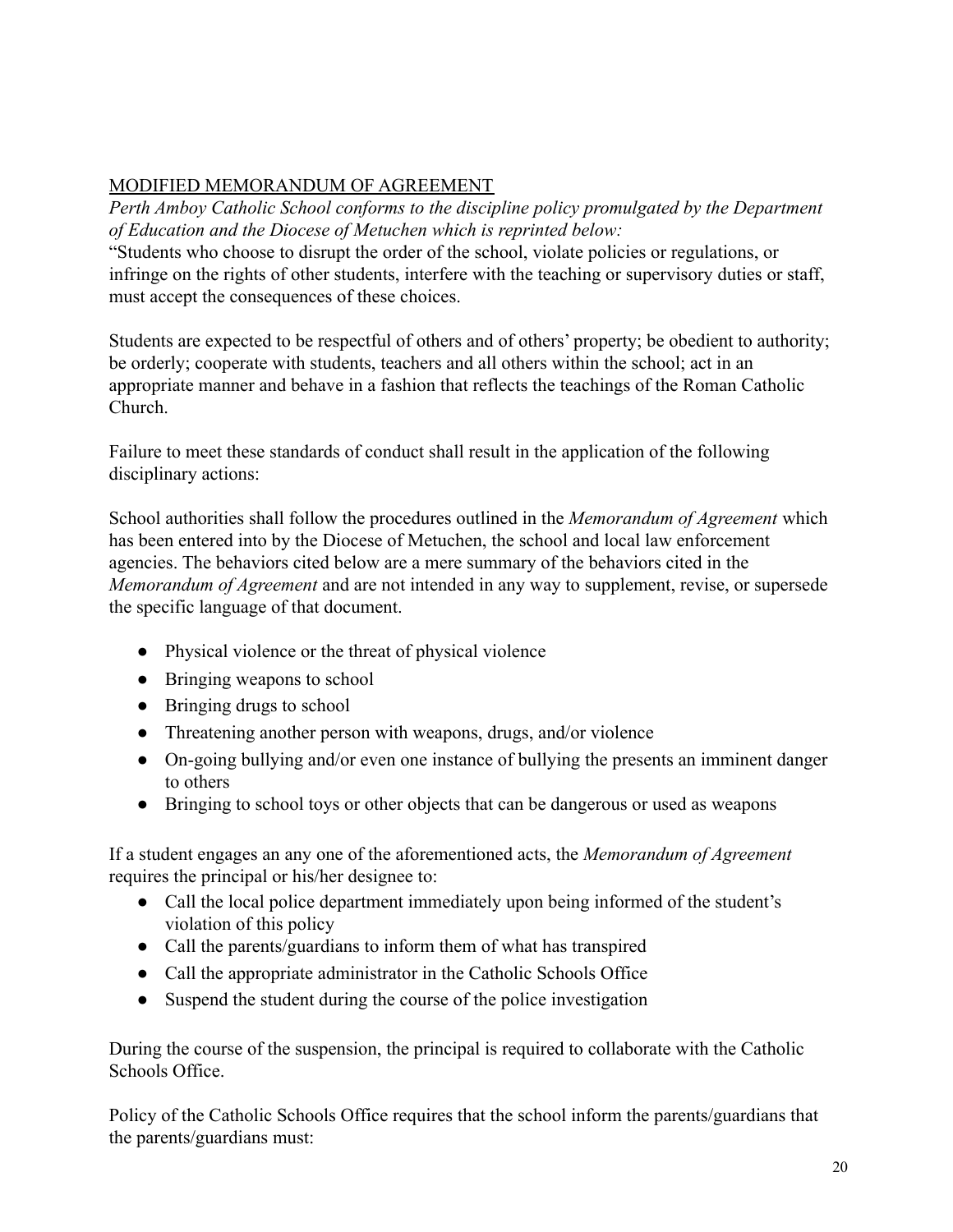## MODIFIED MEMORANDUM OF AGREEMENT

*Perth Amboy Catholic School conforms to the discipline policy promulgated by the Department of Education and the Diocese of Metuchen which is reprinted below:*

"Students who choose to disrupt the order of the school, violate policies or regulations, or infringe on the rights of other students, interfere with the teaching or supervisory duties or staff, must accept the consequences of these choices.

Students are expected to be respectful of others and of others' property; be obedient to authority; be orderly; cooperate with students, teachers and all others within the school; act in an appropriate manner and behave in a fashion that reflects the teachings of the Roman Catholic Church.

Failure to meet these standards of conduct shall result in the application of the following disciplinary actions:

School authorities shall follow the procedures outlined in the *Memorandum of Agreement* which has been entered into by the Diocese of Metuchen, the school and local law enforcement agencies. The behaviors cited below are a mere summary of the behaviors cited in the *Memorandum of Agreement* and are not intended in any way to supplement, revise, or supersede the specific language of that document.

- Physical violence or the threat of physical violence
- Bringing weapons to school
- Bringing drugs to school
- Threatening another person with weapons, drugs, and/or violence
- On-going bullying and/or even one instance of bullying the presents an imminent danger to others
- Bringing to school toys or other objects that can be dangerous or used as weapons

If a student engages an any one of the aforementioned acts, the *Memorandum of Agreement* requires the principal or his/her designee to:

- Call the local police department immediately upon being informed of the student's violation of this policy
- Call the parents/guardians to inform them of what has transpired
- Call the appropriate administrator in the Catholic Schools Office
- Suspend the student during the course of the police investigation

During the course of the suspension, the principal is required to collaborate with the Catholic Schools Office.

Policy of the Catholic Schools Office requires that the school inform the parents/guardians that the parents/guardians must: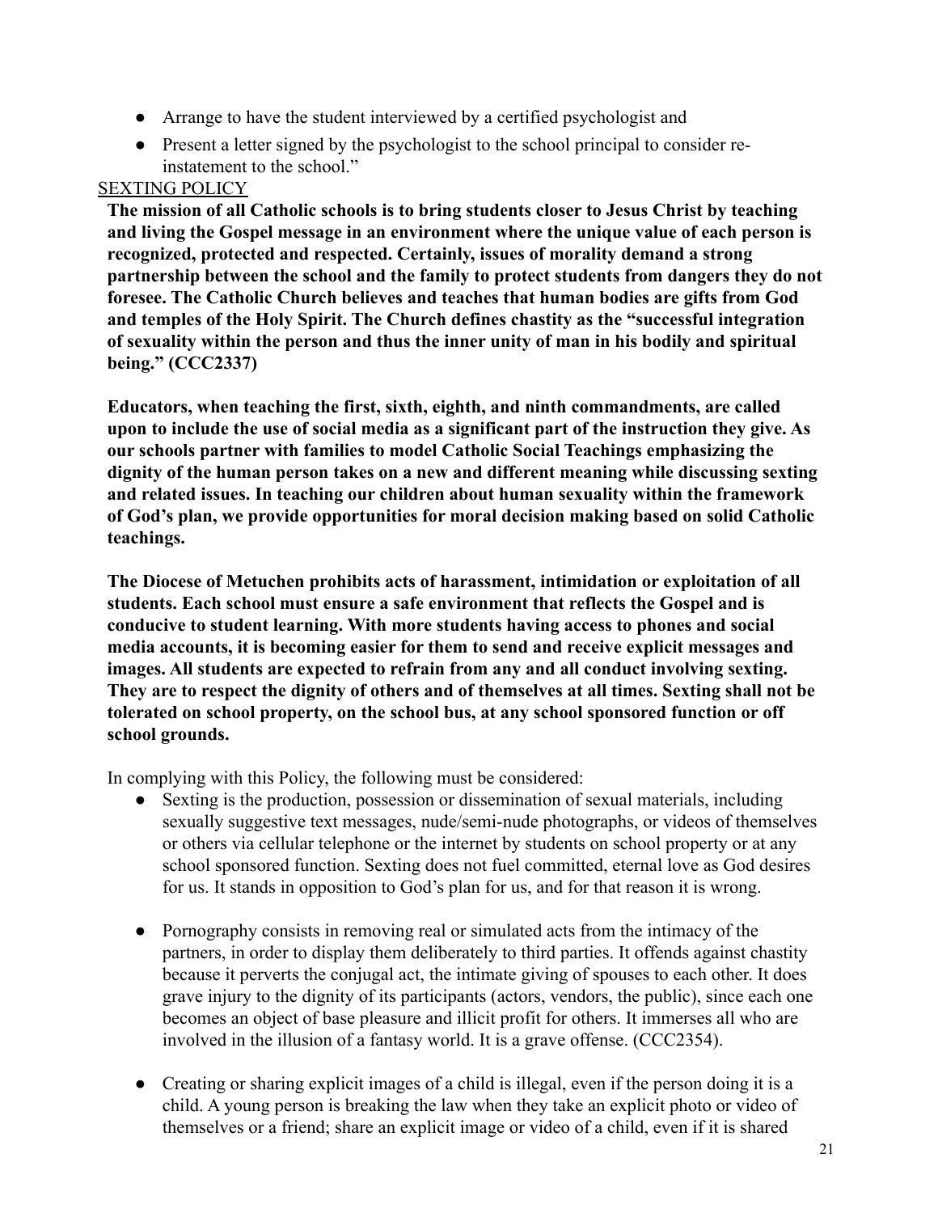- Arrange to have the student interviewed by a certified psychologist and
- Present a letter signed by the psychologist to the school principal to consider re-instatement to the school."

SEXTING POLICY

**The mission of all Catholic schools is to bring students closer to Jesus Christ by teaching and living the Gospel message in an environment where the unique value of each person is recognized, protected and respected. Certainly, issues of morality demand a strong partnership between the school and the family to protect students from dangers they do not foresee. The Catholic Church believes and teaches that human bodies are gifts from God and temples of the Holy Spirit. The Church defines chastity as the "successful integration of sexuality within the person and thus the inner unity of man in his bodily and spiritual being." (CCC2337)**

**Educators, when teaching the first, sixth, eighth, and ninth commandments, are called upon to include the use of social media as a significant part of the instruction they give. As our schools partner with families to model Catholic Social Teachings emphasizing the dignity of the human person takes on a new and different meaning while discussing sexting and related issues. In teaching our children about human sexuality within the framework of God's plan, we provide opportunities for moral decision making based on solid Catholic teachings.**

**The Diocese of Metuchen prohibits acts of harassment, intimidation or exploitation of all students. Each school must ensure a safe environment that reflects the Gospel and is conducive to student learning. With more students having access to phones and social media accounts, it is becoming easier for them to send and receive explicit messages and images. All students are expected to refrain from any and all conduct involving sexting. They are to respect the dignity of others and of themselves at all times. Sexting shall not be tolerated on school property, on the school bus, at any school sponsored function or off school grounds.**

In complying with this Policy, the following must be considered:

- Sexting is the production, possession or dissemination of sexual materials, including sexually suggestive text messages, nude/semi-nude photographs, or videos of themselves or others via cellular telephone or the internet by students on school property or at any school sponsored function. Sexting does not fuel committed, eternal love as God desires for us. It stands in opposition to God's plan for us, and for that reason it is wrong.

- Pornography consists in removing real or simulated acts from the intimacy of the partners, in order to display them deliberately to third parties. It offends against chastity because it perverts the conjugal act, the intimate giving of spouses to each other. It does grave injury to the dignity of its participants (actors, vendors, the public), since each one becomes an object of base pleasure and illicit profit for others. It immerses all who are involved in the illusion of a fantasy world. It is a grave offense. (CCC2354).

- Creating or sharing explicit images of a child is illegal, even if the person doing it is a child. A young person is breaking the law when they take an explicit photo or video of themselves or a friend; share an explicit image or video of a child, even if it is shared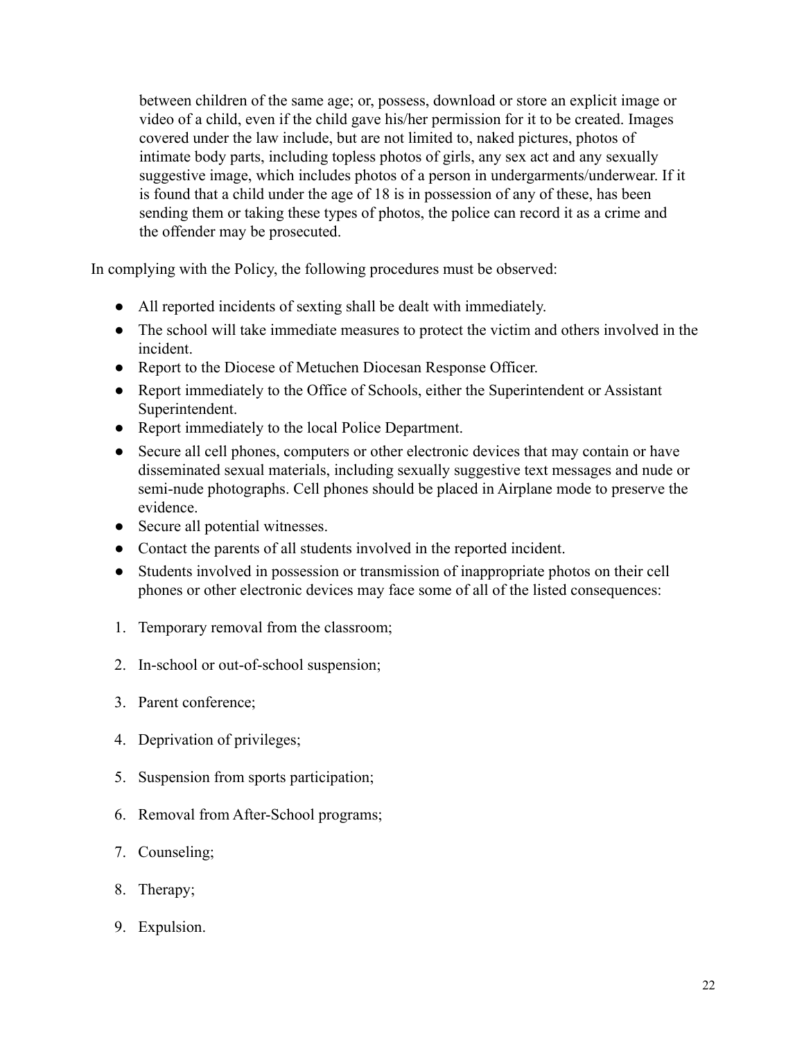between children of the same age; or, possess, download or store an explicit image or video of a child, even if the child gave his/her permission for it to be created. Images covered under the law include, but are not limited to, naked pictures, photos of intimate body parts, including topless photos of girls, any sex act and any sexually suggestive image, which includes photos of a person in undergarments/underwear. If it is found that a child under the age of 18 is in possession of any of these, has been sending them or taking these types of photos, the police can record it as a crime and the offender may be prosecuted.

In complying with the Policy, the following procedures must be observed:

- All reported incidents of sexting shall be dealt with immediately.
- The school will take immediate measures to protect the victim and others involved in the incident.
- Report to the Diocese of Metuchen Diocesan Response Officer.
- Report immediately to the Office of Schools, either the Superintendent or Assistant Superintendent.
- Report immediately to the local Police Department.
- Secure all cell phones, computers or other electronic devices that may contain or have disseminated sexual materials, including sexually suggestive text messages and nude or semi-nude photographs. Cell phones should be placed in Airplane mode to preserve the evidence.
- Secure all potential witnesses.
- Contact the parents of all students involved in the reported incident.
- Students involved in possession or transmission of inappropriate photos on their cell phones or other electronic devices may face some of all of the listed consequences:

1. Temporary removal from the classroom;
2. In-school or out-of-school suspension;
3. Parent conference;
4. Deprivation of privileges;
5. Suspension from sports participation;
6. Removal from After-School programs;
7. Counseling;
8. Therapy;
9. Expulsion.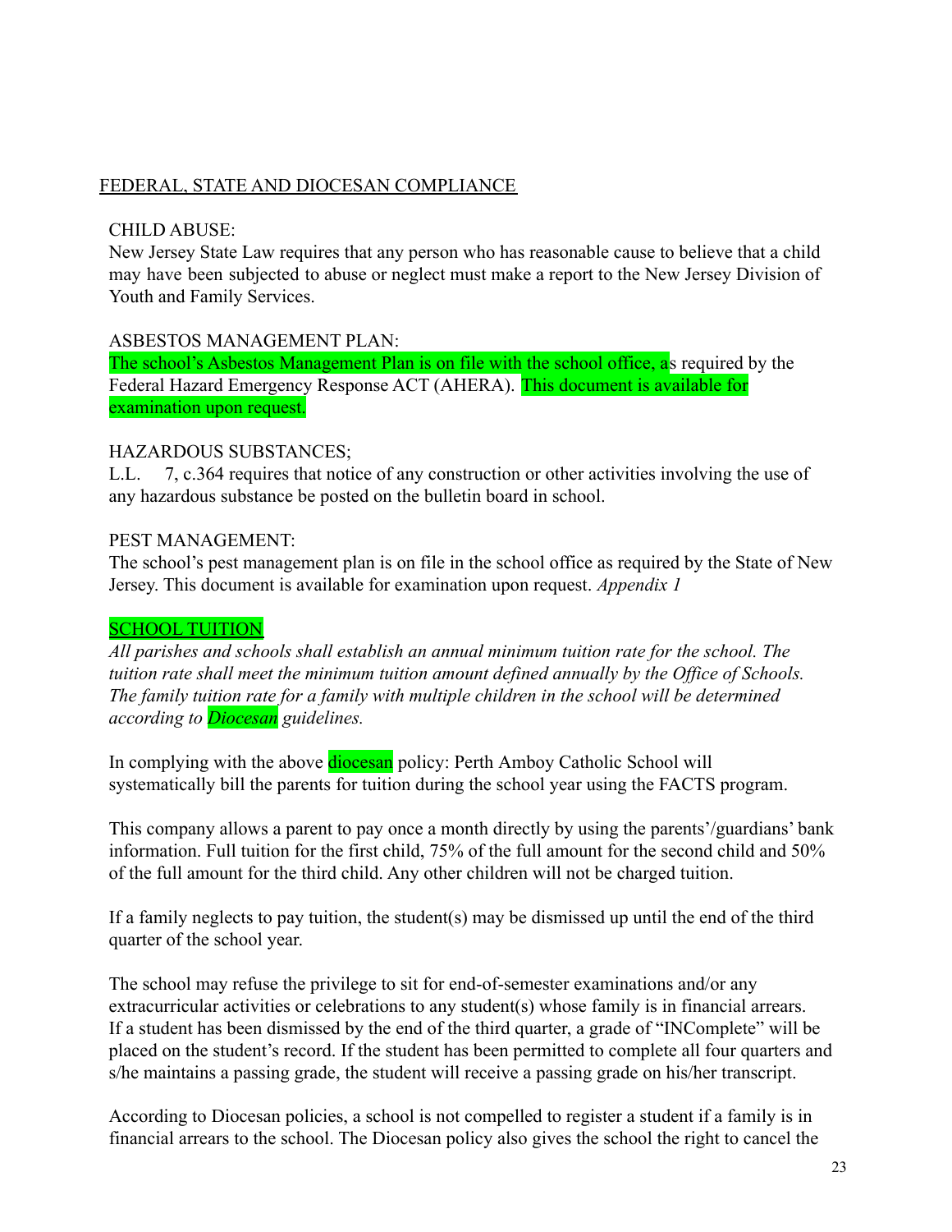## FEDERAL, STATE AND DIOCESAN COMPLIANCE

CHILD ABUSE:
New Jersey State Law requires that any person who has reasonable cause to believe that a child may have been subjected to abuse or neglect must make a report to the New Jersey Division of Youth and Family Services.

ASBESTOS MANAGEMENT PLAN:
The school's Asbestos Management Plan is on file with the school office, as required by the Federal Hazard Emergency Response ACT (AHERA). This document is available for examination upon request.

HAZARDOUS SUBSTANCES;
L.L. 7, c.364 requires that notice of any construction or other activities involving the use of any hazardous substance be posted on the bulletin board in school.

PEST MANAGEMENT:
The school's pest management plan is on file in the school office as required by the State of New Jersey. This document is available for examination upon request. *Appendix 1*

### SCHOOL TUITION

*All parishes and schools shall establish an annual minimum tuition rate for the school. The tuition rate shall meet the minimum tuition amount defined annually by the Office of Schools. The family tuition rate for a family with multiple children in the school will be determined according to Diocesan guidelines.*

In complying with the above diocesan policy: Perth Amboy Catholic School will systematically bill the parents for tuition during the school year using the FACTS program.

This company allows a parent to pay once a month directly by using the parents'/guardians' bank information. Full tuition for the first child, 75% of the full amount for the second child and 50% of the full amount for the third child. Any other children will not be charged tuition.

If a family neglects to pay tuition, the student(s) may be dismissed up until the end of the third quarter of the school year.

The school may refuse the privilege to sit for end-of-semester examinations and/or any extracurricular activities or celebrations to any student(s) whose family is in financial arrears. If a student has been dismissed by the end of the third quarter, a grade of "INComplete" will be placed on the student's record. If the student has been permitted to complete all four quarters and s/he maintains a passing grade, the student will receive a passing grade on his/her transcript.

According to Diocesan policies, a school is not compelled to register a student if a family is in financial arrears to the school. The Diocesan policy also gives the school the right to cancel the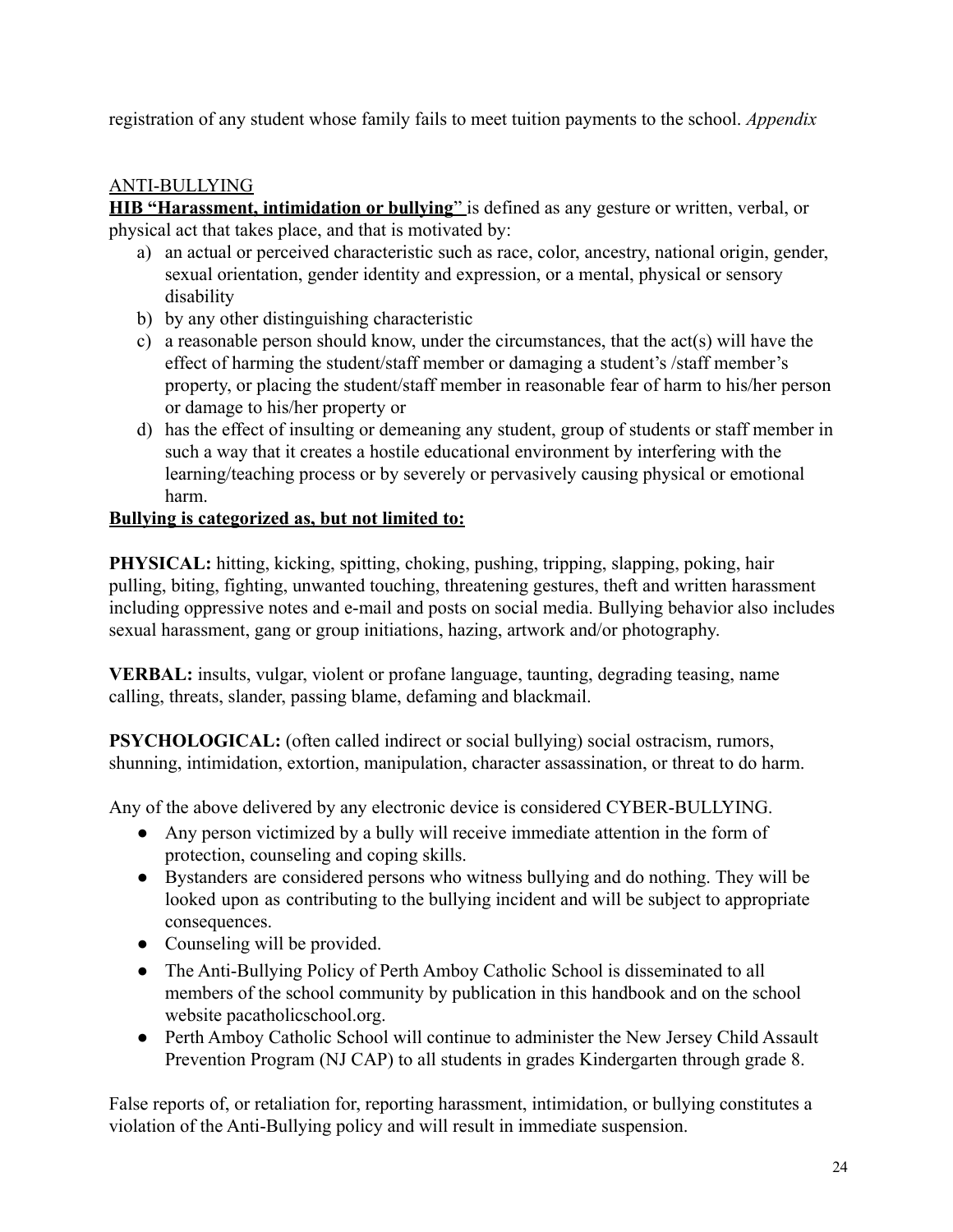registration of any student whose family fails to meet tuition payments to the school. *Appendix*

## ANTI-BULLYING

**HIB "Harassment, intimidation or bullying"** is defined as any gesture or written, verbal, or physical act that takes place, and that is motivated by:

a) an actual or perceived characteristic such as race, color, ancestry, national origin, gender, sexual orientation, gender identity and expression, or a mental, physical or sensory disability
b) by any other distinguishing characteristic
c) a reasonable person should know, under the circumstances, that the act(s) will have the effect of harming the student/staff member or damaging a student's /staff member's property, or placing the student/staff member in reasonable fear of harm to his/her person or damage to his/her property or
d) has the effect of insulting or demeaning any student, group of students or staff member in such a way that it creates a hostile educational environment by interfering with the learning/teaching process or by severely or pervasively causing physical or emotional harm.

**Bullying is categorized as, but not limited to:**

**PHYSICAL:** hitting, kicking, spitting, choking, pushing, tripping, slapping, poking, hair pulling, biting, fighting, unwanted touching, threatening gestures, theft and written harassment including oppressive notes and e-mail and posts on social media. Bullying behavior also includes sexual harassment, gang or group initiations, hazing, artwork and/or photography.

**VERBAL:** insults, vulgar, violent or profane language, taunting, degrading teasing, name calling, threats, slander, passing blame, defaming and blackmail.

**PSYCHOLOGICAL:** (often called indirect or social bullying) social ostracism, rumors, shunning, intimidation, extortion, manipulation, character assassination, or threat to do harm.

Any of the above delivered by any electronic device is considered CYBER-BULLYING.

- Any person victimized by a bully will receive immediate attention in the form of protection, counseling and coping skills.
- Bystanders are considered persons who witness bullying and do nothing. They will be looked upon as contributing to the bullying incident and will be subject to appropriate consequences.
- Counseling will be provided.
- The Anti-Bullying Policy of Perth Amboy Catholic School is disseminated to all members of the school community by publication in this handbook and on the school website pacatholicschool.org.
- Perth Amboy Catholic School will continue to administer the New Jersey Child Assault Prevention Program (NJ CAP) to all students in grades Kindergarten through grade 8.

False reports of, or retaliation for, reporting harassment, intimidation, or bullying constitutes a violation of the Anti-Bullying policy and will result in immediate suspension.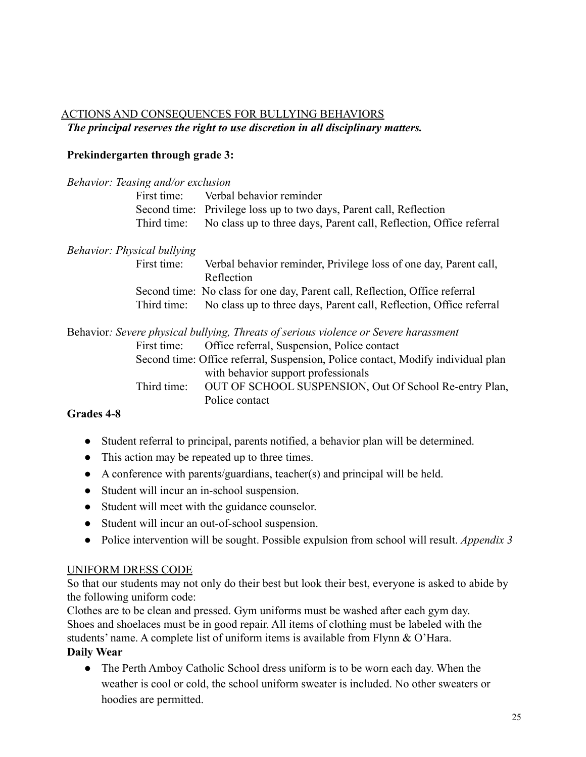## ACTIONS AND CONSEQUENCES FOR BULLYING BEHAVIORS

***The principal reserves the right to use discretion in all disciplinary matters.***

**Prekindergarten through grade 3:**

*Behavior: Teasing and/or exclusion*

- First time: Verbal behavior reminder
- Second time: Privilege loss up to two days, Parent call, Reflection
- Third time: No class up to three days, Parent call, Reflection, Office referral

*Behavior: Physical bullying*

- First time: Verbal behavior reminder, Privilege loss of one day, Parent call, Reflection
- Second time: No class for one day, Parent call, Reflection, Office referral
- Third time: No class up to three days, Parent call, Reflection, Office referral

Behavior*: Severe physical bullying, Threats of serious violence or Severe harassment*

- First time: Office referral, Suspension, Police contact
- Second time: Office referral, Suspension, Police contact, Modify individual plan with behavior support professionals
- Third time: OUT OF SCHOOL SUSPENSION, Out Of School Re-entry Plan, Police contact

**Grades 4-8**

- Student referral to principal, parents notified, a behavior plan will be determined.
- This action may be repeated up to three times.
- A conference with parents/guardians, teacher(s) and principal will be held.
- Student will incur an in-school suspension.
- Student will meet with the guidance counselor.
- Student will incur an out-of-school suspension.
- Police intervention will be sought. Possible expulsion from school will result. *Appendix 3*

## UNIFORM DRESS CODE

So that our students may not only do their best but look their best, everyone is asked to abide by the following uniform code:

Clothes are to be clean and pressed. Gym uniforms must be washed after each gym day. Shoes and shoelaces must be in good repair. All items of clothing must be labeled with the students' name. A complete list of uniform items is available from Flynn & O'Hara.

**Daily Wear**

- The Perth Amboy Catholic School dress uniform is to be worn each day. When the weather is cool or cold, the school uniform sweater is included. No other sweaters or hoodies are permitted.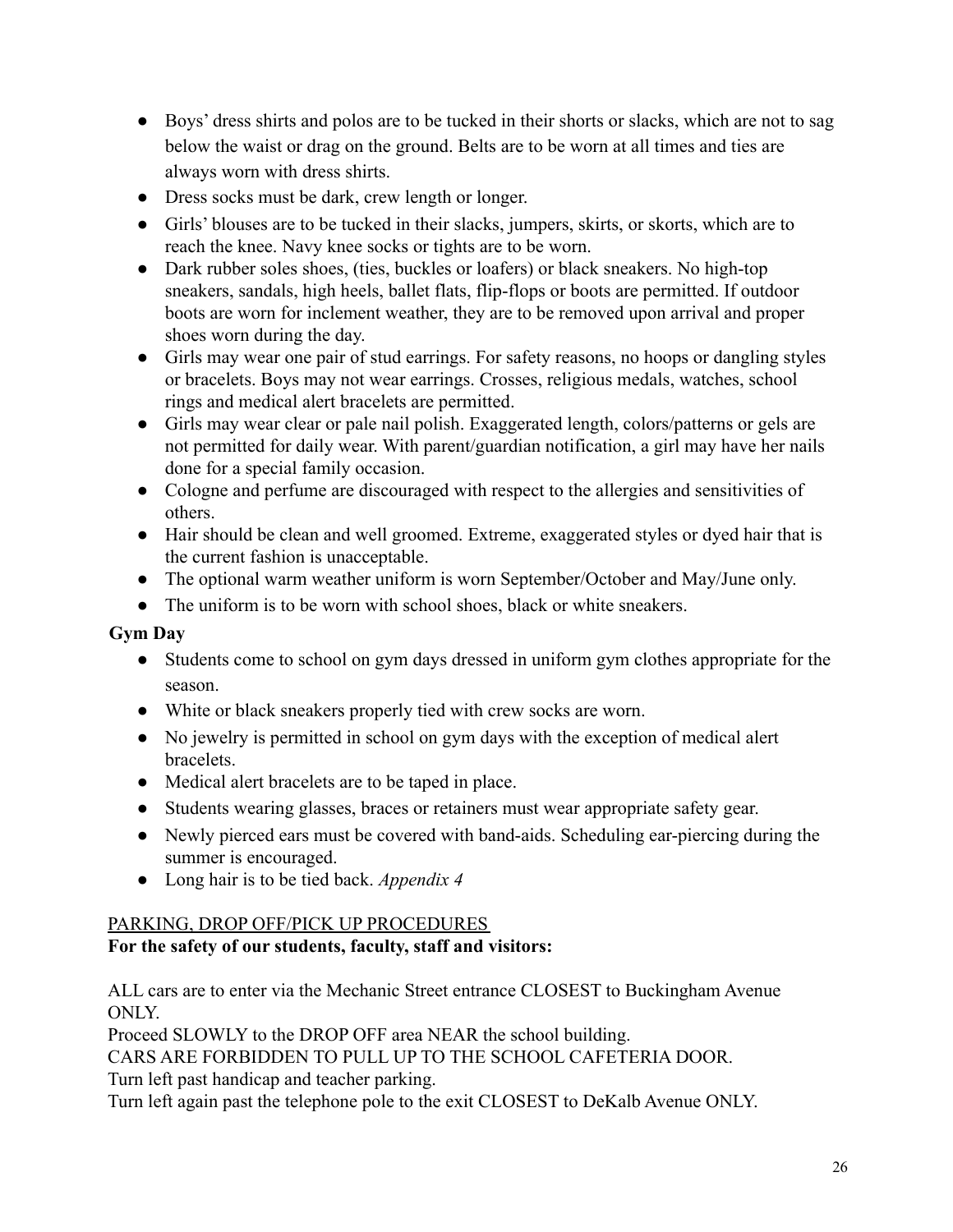- Boys' dress shirts and polos are to be tucked in their shorts or slacks, which are not to sag below the waist or drag on the ground. Belts are to be worn at all times and ties are always worn with dress shirts.
- Dress socks must be dark, crew length or longer.
- Girls' blouses are to be tucked in their slacks, jumpers, skirts, or skorts, which are to reach the knee. Navy knee socks or tights are to be worn.
- Dark rubber soles shoes, (ties, buckles or loafers) or black sneakers. No high-top sneakers, sandals, high heels, ballet flats, flip-flops or boots are permitted. If outdoor boots are worn for inclement weather, they are to be removed upon arrival and proper shoes worn during the day.
- Girls may wear one pair of stud earrings. For safety reasons, no hoops or dangling styles or bracelets. Boys may not wear earrings. Crosses, religious medals, watches, school rings and medical alert bracelets are permitted.
- Girls may wear clear or pale nail polish. Exaggerated length, colors/patterns or gels are not permitted for daily wear. With parent/guardian notification, a girl may have her nails done for a special family occasion.
- Cologne and perfume are discouraged with respect to the allergies and sensitivities of others.
- Hair should be clean and well groomed. Extreme, exaggerated styles or dyed hair that is the current fashion is unacceptable.
- The optional warm weather uniform is worn September/October and May/June only.
- The uniform is to be worn with school shoes, black or white sneakers.

**Gym Day**

- Students come to school on gym days dressed in uniform gym clothes appropriate for the season.
- White or black sneakers properly tied with crew socks are worn.
- No jewelry is permitted in school on gym days with the exception of medical alert bracelets.
- Medical alert bracelets are to be taped in place.
- Students wearing glasses, braces or retainers must wear appropriate safety gear.
- Newly pierced ears must be covered with band-aids. Scheduling ear-piercing during the summer is encouraged.
- Long hair is to be tied back. *Appendix 4*

PARKING, DROP OFF/PICK UP PROCEDURES

**For the safety of our students, faculty, staff and visitors:**

ALL cars are to enter via the Mechanic Street entrance CLOSEST to Buckingham Avenue ONLY.

Proceed SLOWLY to the DROP OFF area NEAR the school building.

CARS ARE FORBIDDEN TO PULL UP TO THE SCHOOL CAFETERIA DOOR.

Turn left past handicap and teacher parking.

Turn left again past the telephone pole to the exit CLOSEST to DeKalb Avenue ONLY.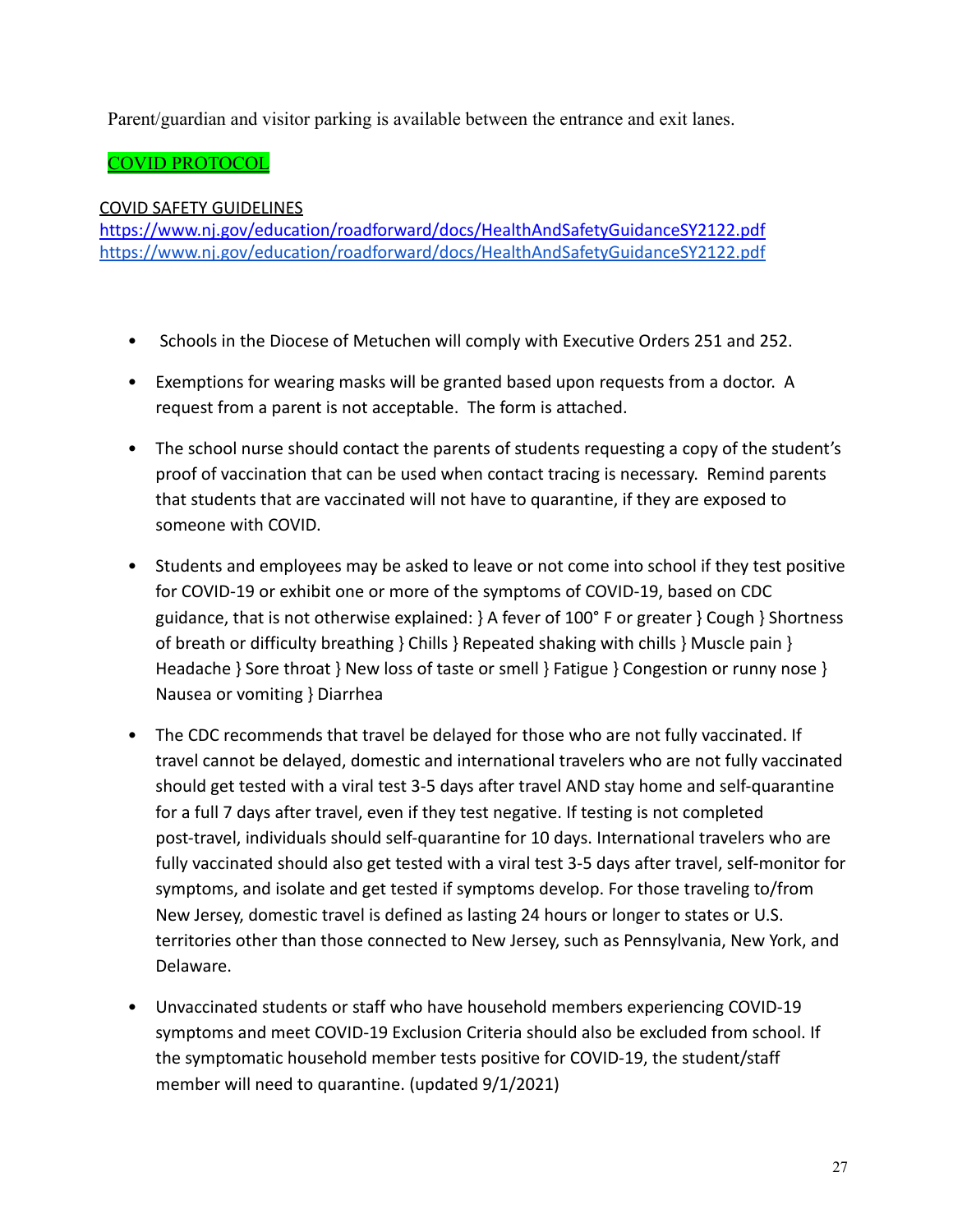Parent/guardian and visitor parking is available between the entrance and exit lanes.

## COVID PROTOCOL

COVID SAFETY GUIDELINES
https://www.nj.gov/education/roadforward/docs/HealthAndSafetyGuidanceSY2122.pdf
https://www.nj.gov/education/roadforward/docs/HealthAndSafetyGuidanceSY2122.pdf

- Schools in the Diocese of Metuchen will comply with Executive Orders 251 and 252.
- Exemptions for wearing masks will be granted based upon requests from a doctor. A request from a parent is not acceptable. The form is attached.
- The school nurse should contact the parents of students requesting a copy of the student's proof of vaccination that can be used when contact tracing is necessary. Remind parents that students that are vaccinated will not have to quarantine, if they are exposed to someone with COVID.
- Students and employees may be asked to leave or not come into school if they test positive for COVID-19 or exhibit one or more of the symptoms of COVID-19, based on CDC guidance, that is not otherwise explained: } A fever of 100° F or greater } Cough } Shortness of breath or difficulty breathing } Chills } Repeated shaking with chills } Muscle pain } Headache } Sore throat } New loss of taste or smell } Fatigue } Congestion or runny nose } Nausea or vomiting } Diarrhea
- The CDC recommends that travel be delayed for those who are not fully vaccinated. If travel cannot be delayed, domestic and international travelers who are not fully vaccinated should get tested with a viral test 3-5 days after travel AND stay home and self-quarantine for a full 7 days after travel, even if they test negative. If testing is not completed post-travel, individuals should self-quarantine for 10 days. International travelers who are fully vaccinated should also get tested with a viral test 3-5 days after travel, self-monitor for symptoms, and isolate and get tested if symptoms develop. For those traveling to/from New Jersey, domestic travel is defined as lasting 24 hours or longer to states or U.S. territories other than those connected to New Jersey, such as Pennsylvania, New York, and Delaware.
- Unvaccinated students or staff who have household members experiencing COVID-19 symptoms and meet COVID-19 Exclusion Criteria should also be excluded from school. If the symptomatic household member tests positive for COVID-19, the student/staff member will need to quarantine. (updated 9/1/2021)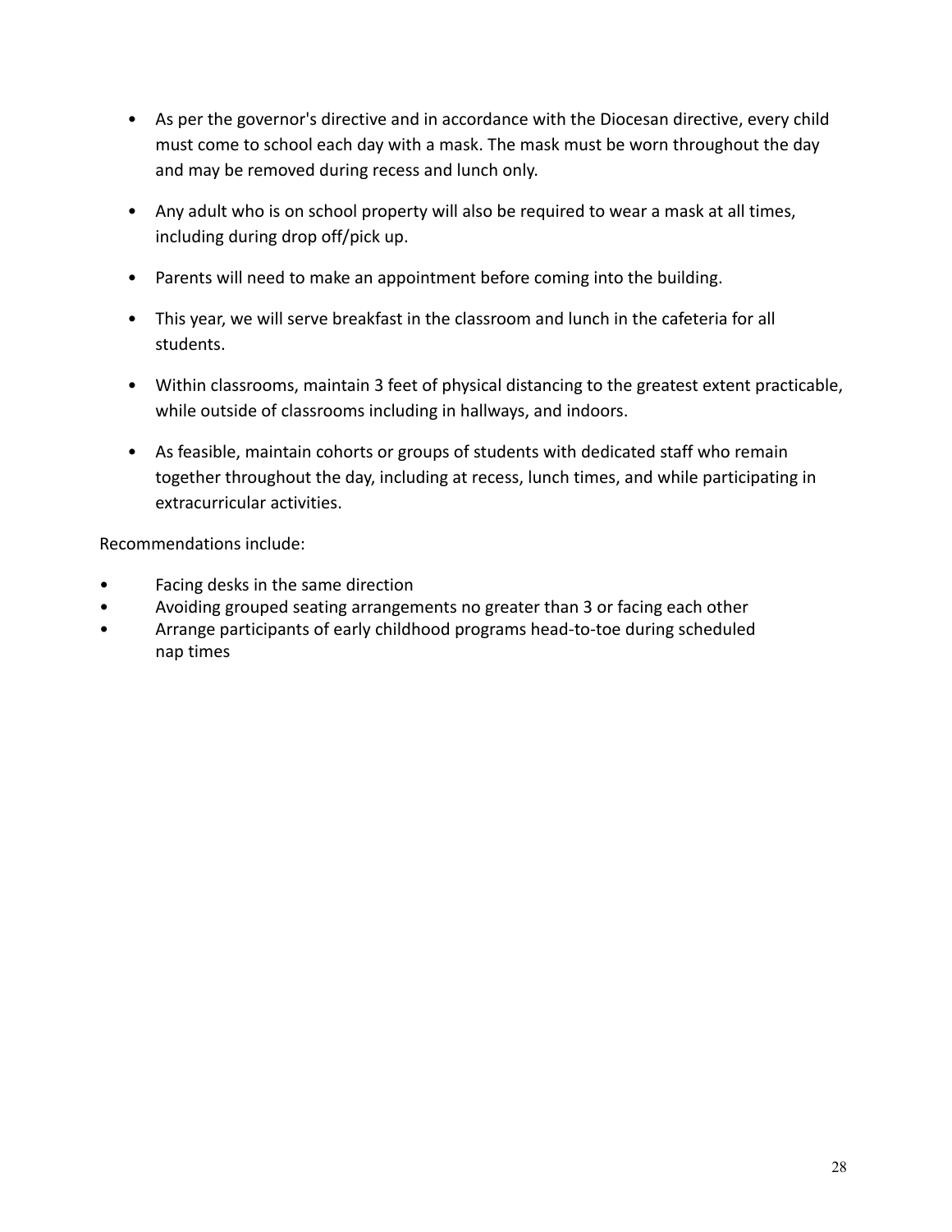- As per the governor's directive and in accordance with the Diocesan directive, every child must come to school each day with a mask. The mask must be worn throughout the day and may be removed during recess and lunch only.
- Any adult who is on school property will also be required to wear a mask at all times, including during drop off/pick up.
- Parents will need to make an appointment before coming into the building.
- This year, we will serve breakfast in the classroom and lunch in the cafeteria for all students.
- Within classrooms, maintain 3 feet of physical distancing to the greatest extent practicable, while outside of classrooms including in hallways, and indoors.
- As feasible, maintain cohorts or groups of students with dedicated staff who remain together throughout the day, including at recess, lunch times, and while participating in extracurricular activities.

Recommendations include:

- Facing desks in the same direction
- Avoiding grouped seating arrangements no greater than 3 or facing each other
- Arrange participants of early childhood programs head-to-toe during scheduled nap times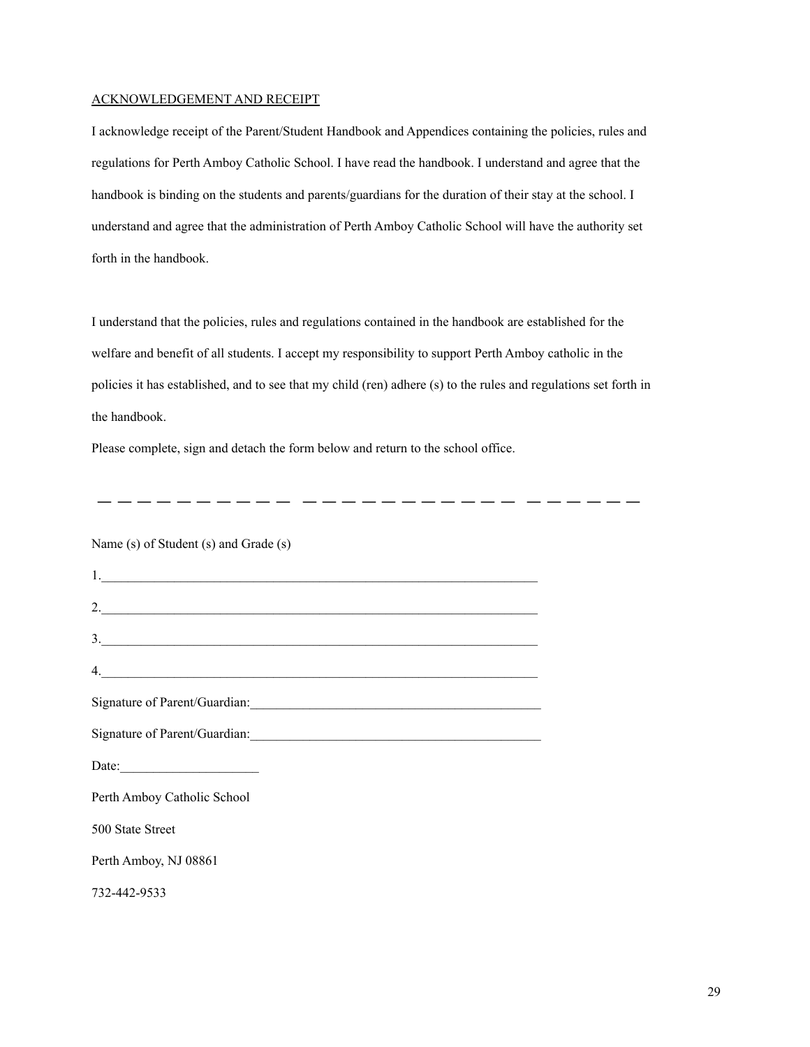ACKNOWLEDGEMENT AND RECEIPT

I acknowledge receipt of the Parent/Student Handbook and Appendices containing the policies, rules and regulations for Perth Amboy Catholic School. I have read the handbook. I understand and agree that the handbook is binding on the students and parents/guardians for the duration of their stay at the school. I understand and agree that the administration of Perth Amboy Catholic School will have the authority set forth in the handbook.

I understand that the policies, rules and regulations contained in the handbook are established for the welfare and benefit of all students. I accept my responsibility to support Perth Amboy catholic in the policies it has established, and to see that my child (ren) adhere (s) to the rules and regulations set forth in the handbook.

Please complete, sign and detach the form below and return to the school office.

— — — — — — — — — — — — — — — — — — — — — — — — — — — — — —

Name (s) of Student (s) and Grade (s)

1.\_\_\_\_\_\_\_\_\_\_\_\_\_\_\_\_\_\_\_\_\_\_\_\_\_\_\_\_\_\_\_\_\_\_\_\_\_\_\_\_\_\_\_\_\_\_\_\_\_\_\_\_\_\_\_\_\_\_\_\_\_\_\_\_

2.\_\_\_\_\_\_\_\_\_\_\_\_\_\_\_\_\_\_\_\_\_\_\_\_\_\_\_\_\_\_\_\_\_\_\_\_\_\_\_\_\_\_\_\_\_\_\_\_\_\_\_\_\_\_\_\_\_\_\_\_\_\_\_\_

3.\_\_\_\_\_\_\_\_\_\_\_\_\_\_\_\_\_\_\_\_\_\_\_\_\_\_\_\_\_\_\_\_\_\_\_\_\_\_\_\_\_\_\_\_\_\_\_\_\_\_\_\_\_\_\_\_\_\_\_\_\_\_\_\_

4.\_\_\_\_\_\_\_\_\_\_\_\_\_\_\_\_\_\_\_\_\_\_\_\_\_\_\_\_\_\_\_\_\_\_\_\_\_\_\_\_\_\_\_\_\_\_\_\_\_\_\_\_\_\_\_\_\_\_\_\_\_\_\_\_

Signature of Parent/Guardian:\_\_\_\_\_\_\_\_\_\_\_\_\_\_\_\_\_\_\_\_\_\_\_\_\_\_\_\_\_\_\_\_\_\_\_\_\_\_\_\_\_\_\_\_

Signature of Parent/Guardian:\_\_\_\_\_\_\_\_\_\_\_\_\_\_\_\_\_\_\_\_\_\_\_\_\_\_\_\_\_\_\_\_\_\_\_\_\_\_\_\_\_\_\_\_

Date:\_\_\_\_\_\_\_\_\_\_\_\_\_\_\_\_\_\_\_\_\_

Perth Amboy Catholic School

500 State Street

Perth Amboy, NJ 08861

732-442-9533